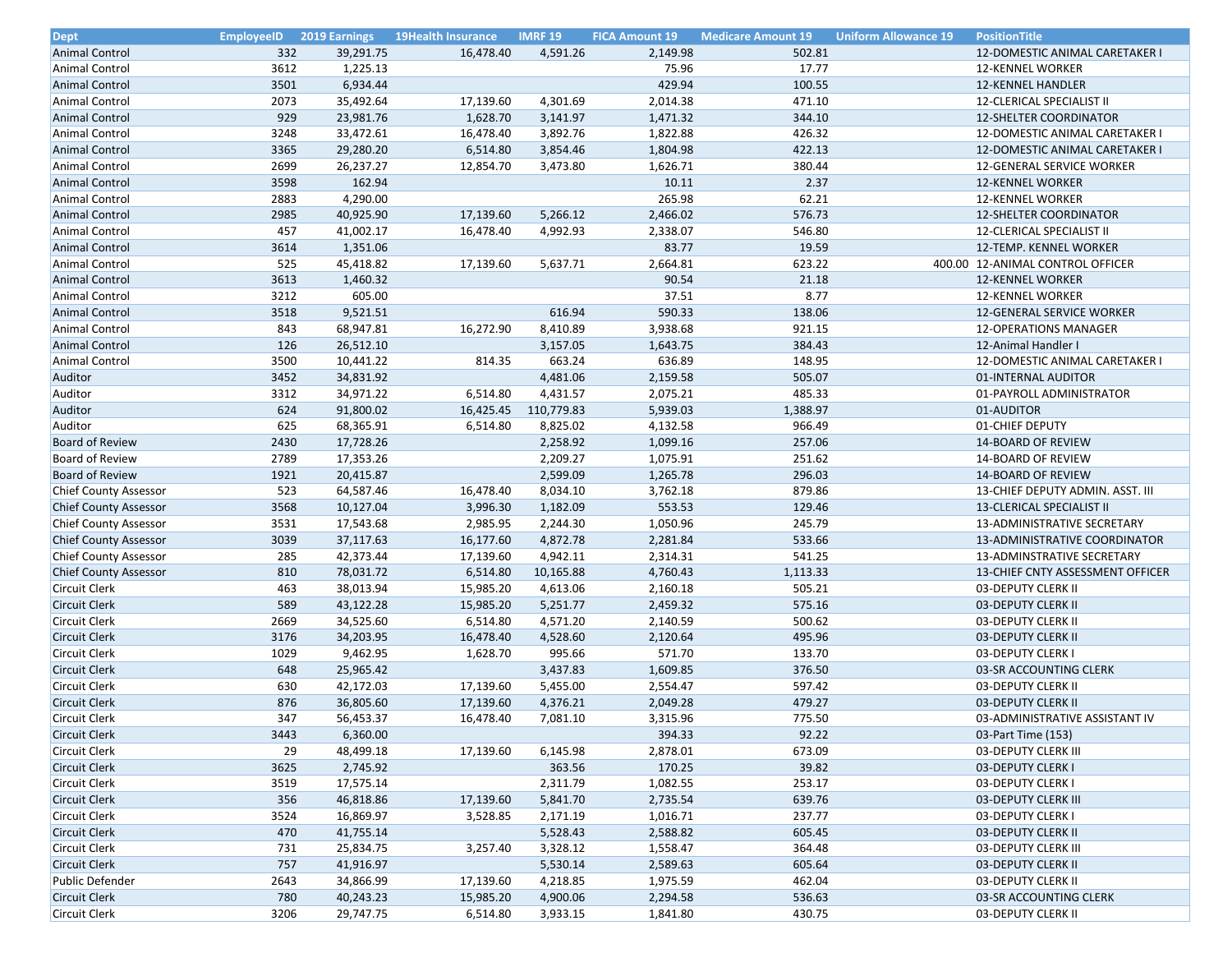| Dept | EmployeeID | 2019 Earnings | 19Health Insurance | IMRF 19 | FICA Amount 19 | Medicare Amount 19 | Uniform Allowance 19 | PositionTitle |
|---|---|---|---|---|---|---|---|---|
| Animal Control | 332 | 39,291.75 | 16,478.40 | 4,591.26 | 2,149.98 | 502.81 | | 12-DOMESTIC ANIMAL CARETAKER I |
| Animal Control | 3612 | 1,225.13 | | | 75.96 | 17.77 | | 12-KENNEL WORKER |
| Animal Control | 3501 | 6,934.44 | | | 429.94 | 100.55 | | 12-KENNEL HANDLER |
| Animal Control | 2073 | 35,492.64 | 17,139.60 | 4,301.69 | 2,014.38 | 471.10 | | 12-CLERICAL SPECIALIST II |
| Animal Control | 929 | 23,981.76 | 1,628.70 | 3,141.97 | 1,471.32 | 344.10 | | 12-SHELTER COORDINATOR |
| Animal Control | 3248 | 33,472.61 | 16,478.40 | 3,892.76 | 1,822.88 | 426.32 | | 12-DOMESTIC ANIMAL CARETAKER I |
| Animal Control | 3365 | 29,280.20 | 6,514.80 | 3,854.46 | 1,804.98 | 422.13 | | 12-DOMESTIC ANIMAL CARETAKER I |
| Animal Control | 2699 | 26,237.27 | 12,854.70 | 3,473.80 | 1,626.71 | 380.44 | | 12-GENERAL SERVICE WORKER |
| Animal Control | 3598 | 162.94 | | | 10.11 | 2.37 | | 12-KENNEL WORKER |
| Animal Control | 2883 | 4,290.00 | | | 265.98 | 62.21 | | 12-KENNEL WORKER |
| Animal Control | 2985 | 40,925.90 | 17,139.60 | 5,266.12 | 2,466.02 | 576.73 | | 12-SHELTER COORDINATOR |
| Animal Control | 457 | 41,002.17 | 16,478.40 | 4,992.93 | 2,338.07 | 546.80 | | 12-CLERICAL SPECIALIST II |
| Animal Control | 3614 | 1,351.06 | | | 83.77 | 19.59 | | 12-TEMP. KENNEL WORKER |
| Animal Control | 525 | 45,418.82 | 17,139.60 | 5,637.71 | 2,664.81 | 623.22 | 400.00 | 12-ANIMAL CONTROL OFFICER |
| Animal Control | 3613 | 1,460.32 | | | 90.54 | 21.18 | | 12-KENNEL WORKER |
| Animal Control | 3212 | 605.00 | | | 37.51 | 8.77 | | 12-KENNEL WORKER |
| Animal Control | 3518 | 9,521.51 | | 616.94 | 590.33 | 138.06 | | 12-GENERAL SERVICE WORKER |
| Animal Control | 843 | 68,947.81 | 16,272.90 | 8,410.89 | 3,938.68 | 921.15 | | 12-OPERATIONS MANAGER |
| Animal Control | 126 | 26,512.10 | | 3,157.05 | 1,643.75 | 384.43 | | 12-Animal Handler I |
| Animal Control | 3500 | 10,441.22 | 814.35 | 663.24 | 636.89 | 148.95 | | 12-DOMESTIC ANIMAL CARETAKER I |
| Auditor | 3452 | 34,831.92 | | 4,481.06 | 2,159.58 | 505.07 | | 01-INTERNAL AUDITOR |
| Auditor | 3312 | 34,971.22 | 6,514.80 | 4,431.57 | 2,075.21 | 485.33 | | 01-PAYROLL ADMINISTRATOR |
| Auditor | 624 | 91,800.02 | 16,425.45 | 110,779.83 | 5,939.03 | 1,388.97 | | 01-AUDITOR |
| Auditor | 625 | 68,365.91 | 6,514.80 | 8,825.02 | 4,132.58 | 966.49 | | 01-CHIEF DEPUTY |
| Board of Review | 2430 | 17,728.26 | | 2,258.92 | 1,099.16 | 257.06 | | 14-BOARD OF REVIEW |
| Board of Review | 2789 | 17,353.26 | | 2,209.27 | 1,075.91 | 251.62 | | 14-BOARD OF REVIEW |
| Board of Review | 1921 | 20,415.87 | | 2,599.09 | 1,265.78 | 296.03 | | 14-BOARD OF REVIEW |
| Chief County Assessor | 523 | 64,587.46 | 16,478.40 | 8,034.10 | 3,762.18 | 879.86 | | 13-CHIEF DEPUTY ADMIN. ASST. III |
| Chief County Assessor | 3568 | 10,127.04 | 3,996.30 | 1,182.09 | 553.53 | 129.46 | | 13-CLERICAL SPECIALIST II |
| Chief County Assessor | 3531 | 17,543.68 | 2,985.95 | 2,244.30 | 1,050.96 | 245.79 | | 13-ADMINISTRATIVE SECRETARY |
| Chief County Assessor | 3039 | 37,117.63 | 16,177.60 | 4,872.78 | 2,281.84 | 533.66 | | 13-ADMINISTRATIVE COORDINATOR |
| Chief County Assessor | 285 | 42,373.44 | 17,139.60 | 4,942.11 | 2,314.31 | 541.25 | | 13-ADMINSTRATIVE SECRETARY |
| Chief County Assessor | 810 | 78,031.72 | 6,514.80 | 10,165.88 | 4,760.43 | 1,113.33 | | 13-CHIEF CNTY ASSESSMENT OFFICER |
| Circuit Clerk | 463 | 38,013.94 | 15,985.20 | 4,613.06 | 2,160.18 | 505.21 | | 03-DEPUTY CLERK II |
| Circuit Clerk | 589 | 43,122.28 | 15,985.20 | 5,251.77 | 2,459.32 | 575.16 | | 03-DEPUTY CLERK II |
| Circuit Clerk | 2669 | 34,525.60 | 6,514.80 | 4,571.20 | 2,140.59 | 500.62 | | 03-DEPUTY CLERK II |
| Circuit Clerk | 3176 | 34,203.95 | 16,478.40 | 4,528.60 | 2,120.64 | 495.96 | | 03-DEPUTY CLERK II |
| Circuit Clerk | 1029 | 9,462.95 | 1,628.70 | 995.66 | 571.70 | 133.70 | | 03-DEPUTY CLERK I |
| Circuit Clerk | 648 | 25,965.42 | | 3,437.83 | 1,609.85 | 376.50 | | 03-SR ACCOUNTING CLERK |
| Circuit Clerk | 630 | 42,172.03 | 17,139.60 | 5,455.00 | 2,554.47 | 597.42 | | 03-DEPUTY CLERK II |
| Circuit Clerk | 876 | 36,805.60 | 17,139.60 | 4,376.21 | 2,049.28 | 479.27 | | 03-DEPUTY CLERK II |
| Circuit Clerk | 347 | 56,453.37 | 16,478.40 | 7,081.10 | 3,315.96 | 775.50 | | 03-ADMINISTRATIVE ASSISTANT IV |
| Circuit Clerk | 3443 | 6,360.00 | | | 394.33 | 92.22 | | 03-Part Time (153) |
| Circuit Clerk | 29 | 48,499.18 | 17,139.60 | 6,145.98 | 2,878.01 | 673.09 | | 03-DEPUTY CLERK III |
| Circuit Clerk | 3625 | 2,745.92 | | 363.56 | 170.25 | 39.82 | | 03-DEPUTY CLERK I |
| Circuit Clerk | 3519 | 17,575.14 | | 2,311.79 | 1,082.55 | 253.17 | | 03-DEPUTY CLERK I |
| Circuit Clerk | 356 | 46,818.86 | 17,139.60 | 5,841.70 | 2,735.54 | 639.76 | | 03-DEPUTY CLERK III |
| Circuit Clerk | 3524 | 16,869.97 | 3,528.85 | 2,171.19 | 1,016.71 | 237.77 | | 03-DEPUTY CLERK I |
| Circuit Clerk | 470 | 41,755.14 | | 5,528.43 | 2,588.82 | 605.45 | | 03-DEPUTY CLERK II |
| Circuit Clerk | 731 | 25,834.75 | 3,257.40 | 3,328.12 | 1,558.47 | 364.48 | | 03-DEPUTY CLERK III |
| Circuit Clerk | 757 | 41,916.97 | | 5,530.14 | 2,589.63 | 605.64 | | 03-DEPUTY CLERK II |
| Public Defender | 2643 | 34,866.99 | 17,139.60 | 4,218.85 | 1,975.59 | 462.04 | | 03-DEPUTY CLERK II |
| Circuit Clerk | 780 | 40,243.23 | 15,985.20 | 4,900.06 | 2,294.58 | 536.63 | | 03-SR ACCOUNTING CLERK |
| Circuit Clerk | 3206 | 29,747.75 | 6,514.80 | 3,933.15 | 1,841.80 | 430.75 | | 03-DEPUTY CLERK II |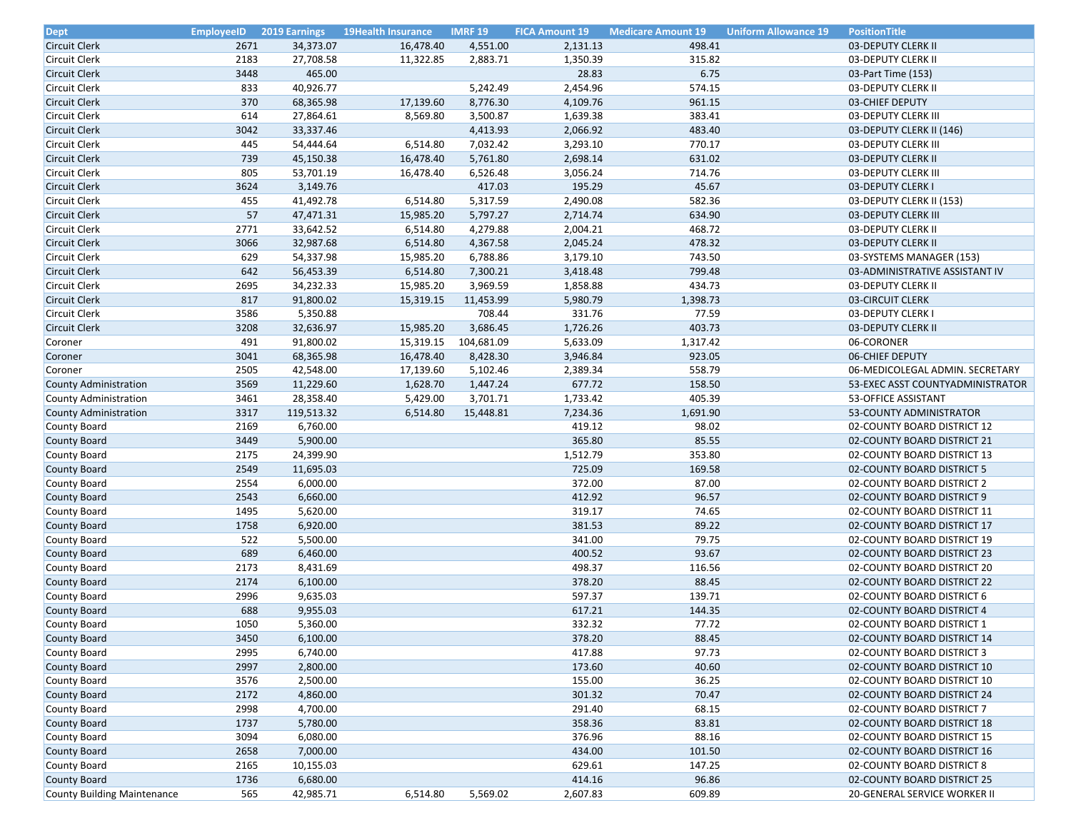| Dept | EmployeeID | 2019 Earnings | 19Health Insurance | IMRF 19 | FICA Amount 19 | Medicare Amount 19 | Uniform Allowance 19 | PositionTitle |
|---|---|---|---|---|---|---|---|---|
| Circuit Clerk | 2671 | 34,373.07 | 16,478.40 | 4,551.00 | 2,131.13 | 498.41 | | 03-DEPUTY CLERK II |
| Circuit Clerk | 2183 | 27,708.58 | 11,322.85 | 2,883.71 | 1,350.39 | 315.82 | | 03-DEPUTY CLERK II |
| Circuit Clerk | 3448 | 465.00 | | | 28.83 | 6.75 | | 03-Part Time (153) |
| Circuit Clerk | 833 | 40,926.77 | | 5,242.49 | 2,454.96 | 574.15 | | 03-DEPUTY CLERK II |
| Circuit Clerk | 370 | 68,365.98 | 17,139.60 | 8,776.30 | 4,109.76 | 961.15 | | 03-CHIEF DEPUTY |
| Circuit Clerk | 614 | 27,864.61 | 8,569.80 | 3,500.87 | 1,639.38 | 383.41 | | 03-DEPUTY CLERK III |
| Circuit Clerk | 3042 | 33,337.46 | | 4,413.93 | 2,066.92 | 483.40 | | 03-DEPUTY CLERK II (146) |
| Circuit Clerk | 445 | 54,444.64 | 6,514.80 | 7,032.42 | 3,293.10 | 770.17 | | 03-DEPUTY CLERK III |
| Circuit Clerk | 739 | 45,150.38 | 16,478.40 | 5,761.80 | 2,698.14 | 631.02 | | 03-DEPUTY CLERK II |
| Circuit Clerk | 805 | 53,701.19 | 16,478.40 | 6,526.48 | 3,056.24 | 714.76 | | 03-DEPUTY CLERK III |
| Circuit Clerk | 3624 | 3,149.76 | | 417.03 | 195.29 | 45.67 | | 03-DEPUTY CLERK I |
| Circuit Clerk | 455 | 41,492.78 | 6,514.80 | 5,317.59 | 2,490.08 | 582.36 | | 03-DEPUTY CLERK II (153) |
| Circuit Clerk | 57 | 47,471.31 | 15,985.20 | 5,797.27 | 2,714.74 | 634.90 | | 03-DEPUTY CLERK III |
| Circuit Clerk | 2771 | 33,642.52 | 6,514.80 | 4,279.88 | 2,004.21 | 468.72 | | 03-DEPUTY CLERK II |
| Circuit Clerk | 3066 | 32,987.68 | 6,514.80 | 4,367.58 | 2,045.24 | 478.32 | | 03-DEPUTY CLERK II |
| Circuit Clerk | 629 | 54,337.98 | 15,985.20 | 6,788.86 | 3,179.10 | 743.50 | | 03-SYSTEMS MANAGER (153) |
| Circuit Clerk | 642 | 56,453.39 | 6,514.80 | 7,300.21 | 3,418.48 | 799.48 | | 03-ADMINISTRATIVE ASSISTANT IV |
| Circuit Clerk | 2695 | 34,232.33 | 15,985.20 | 3,969.59 | 1,858.88 | 434.73 | | 03-DEPUTY CLERK II |
| Circuit Clerk | 817 | 91,800.02 | 15,319.15 | 11,453.99 | 5,980.79 | 1,398.73 | | 03-CIRCUIT CLERK |
| Circuit Clerk | 3586 | 5,350.88 | | 708.44 | 331.76 | 77.59 | | 03-DEPUTY CLERK I |
| Circuit Clerk | 3208 | 32,636.97 | 15,985.20 | 3,686.45 | 1,726.26 | 403.73 | | 03-DEPUTY CLERK II |
| Coroner | 491 | 91,800.02 | 15,319.15 | 104,681.09 | 5,633.09 | 1,317.42 | | 06-CORONER |
| Coroner | 3041 | 68,365.98 | 16,478.40 | 8,428.30 | 3,946.84 | 923.05 | | 06-CHIEF DEPUTY |
| Coroner | 2505 | 42,548.00 | 17,139.60 | 5,102.46 | 2,389.34 | 558.79 | | 06-MEDICOLEGAL ADMIN. SECRETARY |
| County Administration | 3569 | 11,229.60 | 1,628.70 | 1,447.24 | 677.72 | 158.50 | | 53-EXEC ASST COUNTYADMINISTRATOR |
| County Administration | 3461 | 28,358.40 | 5,429.00 | 3,701.71 | 1,733.42 | 405.39 | | 53-OFFICE ASSISTANT |
| County Administration | 3317 | 119,513.32 | 6,514.80 | 15,448.81 | 7,234.36 | 1,691.90 | | 53-COUNTY ADMINISTRATOR |
| County Board | 2169 | 6,760.00 | | | 419.12 | 98.02 | | 02-COUNTY BOARD DISTRICT 12 |
| County Board | 3449 | 5,900.00 | | | 365.80 | 85.55 | | 02-COUNTY BOARD DISTRICT 21 |
| County Board | 2175 | 24,399.90 | | | 1,512.79 | 353.80 | | 02-COUNTY BOARD DISTRICT 13 |
| County Board | 2549 | 11,695.03 | | | 725.09 | 169.58 | | 02-COUNTY BOARD DISTRICT 5 |
| County Board | 2554 | 6,000.00 | | | 372.00 | 87.00 | | 02-COUNTY BOARD DISTRICT 2 |
| County Board | 2543 | 6,660.00 | | | 412.92 | 96.57 | | 02-COUNTY BOARD DISTRICT 9 |
| County Board | 1495 | 5,620.00 | | | 319.17 | 74.65 | | 02-COUNTY BOARD DISTRICT 11 |
| County Board | 1758 | 6,920.00 | | | 381.53 | 89.22 | | 02-COUNTY BOARD DISTRICT 17 |
| County Board | 522 | 5,500.00 | | | 341.00 | 79.75 | | 02-COUNTY BOARD DISTRICT 19 |
| County Board | 689 | 6,460.00 | | | 400.52 | 93.67 | | 02-COUNTY BOARD DISTRICT 23 |
| County Board | 2173 | 8,431.69 | | | 498.37 | 116.56 | | 02-COUNTY BOARD DISTRICT 20 |
| County Board | 2174 | 6,100.00 | | | 378.20 | 88.45 | | 02-COUNTY BOARD DISTRICT 22 |
| County Board | 2996 | 9,635.03 | | | 597.37 | 139.71 | | 02-COUNTY BOARD DISTRICT 6 |
| County Board | 688 | 9,955.03 | | | 617.21 | 144.35 | | 02-COUNTY BOARD DISTRICT 4 |
| County Board | 1050 | 5,360.00 | | | 332.32 | 77.72 | | 02-COUNTY BOARD DISTRICT 1 |
| County Board | 3450 | 6,100.00 | | | 378.20 | 88.45 | | 02-COUNTY BOARD DISTRICT 14 |
| County Board | 2995 | 6,740.00 | | | 417.88 | 97.73 | | 02-COUNTY BOARD DISTRICT 3 |
| County Board | 2997 | 2,800.00 | | | 173.60 | 40.60 | | 02-COUNTY BOARD DISTRICT 10 |
| County Board | 3576 | 2,500.00 | | | 155.00 | 36.25 | | 02-COUNTY BOARD DISTRICT 10 |
| County Board | 2172 | 4,860.00 | | | 301.32 | 70.47 | | 02-COUNTY BOARD DISTRICT 24 |
| County Board | 2998 | 4,700.00 | | | 291.40 | 68.15 | | 02-COUNTY BOARD DISTRICT 7 |
| County Board | 1737 | 5,780.00 | | | 358.36 | 83.81 | | 02-COUNTY BOARD DISTRICT 18 |
| County Board | 3094 | 6,080.00 | | | 376.96 | 88.16 | | 02-COUNTY BOARD DISTRICT 15 |
| County Board | 2658 | 7,000.00 | | | 434.00 | 101.50 | | 02-COUNTY BOARD DISTRICT 16 |
| County Board | 2165 | 10,155.03 | | | 629.61 | 147.25 | | 02-COUNTY BOARD DISTRICT 8 |
| County Board | 1736 | 6,680.00 | | | 414.16 | 96.86 | | 02-COUNTY BOARD DISTRICT 25 |
| County Building Maintenance | 565 | 42,985.71 | 6,514.80 | 5,569.02 | 2,607.83 | 609.89 | | 20-GENERAL SERVICE WORKER II |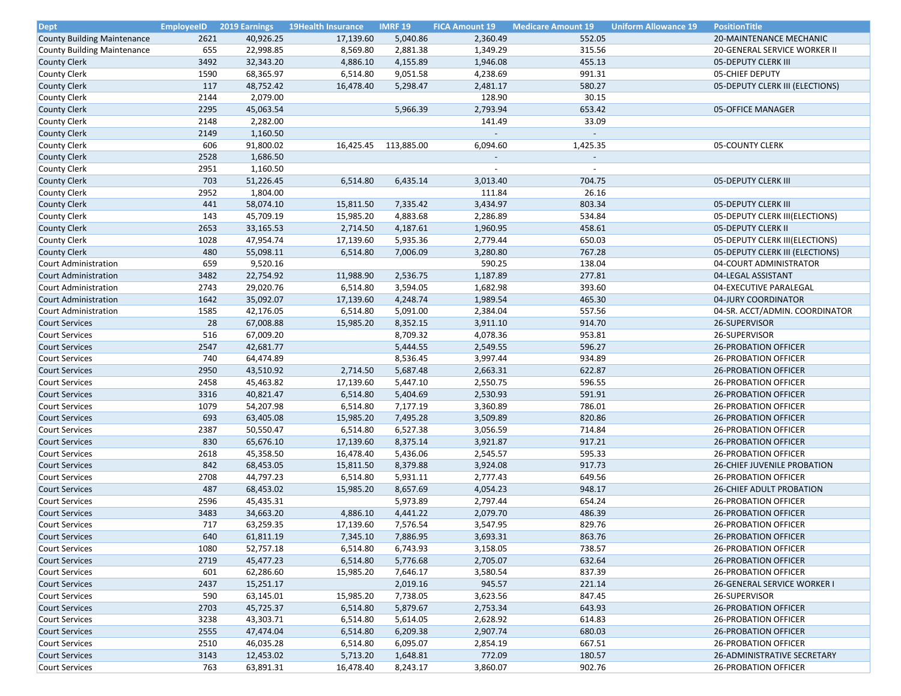| Dept | EmployeeID | 2019 Earnings | 19Health Insurance | IMRF 19 | FICA Amount 19 | Medicare Amount 19 | Uniform Allowance 19 | PositionTitle |
|---|---|---|---|---|---|---|---|---|
| County Building Maintenance | 2621 | 40,926.25 | 17,139.60 | 5,040.86 | 2,360.49 | 552.05 | | 20-MAINTENANCE MECHANIC |
| County Building Maintenance | 655 | 22,998.85 | 8,569.80 | 2,881.38 | 1,349.29 | 315.56 | | 20-GENERAL SERVICE WORKER II |
| County Clerk | 3492 | 32,343.20 | 4,886.10 | 4,155.89 | 1,946.08 | 455.13 | | 05-DEPUTY CLERK III |
| County Clerk | 1590 | 68,365.97 | 6,514.80 | 9,051.58 | 4,238.69 | 991.31 | | 05-CHIEF DEPUTY |
| County Clerk | 117 | 48,752.42 | 16,478.40 | 5,298.47 | 2,481.17 | 580.27 | | 05-DEPUTY CLERK III (ELECTIONS) |
| County Clerk | 2144 | 2,079.00 | | | 128.90 | 30.15 | | |
| County Clerk | 2295 | 45,063.54 | | 5,966.39 | 2,793.94 | 653.42 | | 05-OFFICE MANAGER |
| County Clerk | 2148 | 2,282.00 | | | 141.49 | 33.09 | | |
| County Clerk | 2149 | 1,160.50 | | | - | - | | |
| County Clerk | 606 | 91,800.02 | 16,425.45 | 113,885.00 | 6,094.60 | 1,425.35 | | 05-COUNTY CLERK |
| County Clerk | 2528 | 1,686.50 | | | - | - | | |
| County Clerk | 2951 | 1,160.50 | | | - | - | | |
| County Clerk | 703 | 51,226.45 | 6,514.80 | 6,435.14 | 3,013.40 | 704.75 | | 05-DEPUTY CLERK III |
| County Clerk | 2952 | 1,804.00 | | | 111.84 | 26.16 | | |
| County Clerk | 441 | 58,074.10 | 15,811.50 | 7,335.42 | 3,434.97 | 803.34 | | 05-DEPUTY CLERK III |
| County Clerk | 143 | 45,709.19 | 15,985.20 | 4,883.68 | 2,286.89 | 534.84 | | 05-DEPUTY CLERK III(ELECTIONS) |
| County Clerk | 2653 | 33,165.53 | 2,714.50 | 4,187.61 | 1,960.95 | 458.61 | | 05-DEPUTY CLERK II |
| County Clerk | 1028 | 47,954.74 | 17,139.60 | 5,935.36 | 2,779.44 | 650.03 | | 05-DEPUTY CLERK III(ELECTIONS) |
| County Clerk | 480 | 55,098.11 | 6,514.80 | 7,006.09 | 3,280.80 | 767.28 | | 05-DEPUTY CLERK III (ELECTIONS) |
| Court Administration | 659 | 9,520.16 | | | 590.25 | 138.04 | | 04-COURT ADMINISTRATOR |
| Court Administration | 3482 | 22,754.92 | 11,988.90 | 2,536.75 | 1,187.89 | 277.81 | | 04-LEGAL ASSISTANT |
| Court Administration | 2743 | 29,020.76 | 6,514.80 | 3,594.05 | 1,682.98 | 393.60 | | 04-EXECUTIVE PARALEGAL |
| Court Administration | 1642 | 35,092.07 | 17,139.60 | 4,248.74 | 1,989.54 | 465.30 | | 04-JURY COORDINATOR |
| Court Administration | 1585 | 42,176.05 | 6,514.80 | 5,091.00 | 2,384.04 | 557.56 | | 04-SR. ACCT/ADMIN. COORDINATOR |
| Court Services | 28 | 67,008.88 | 15,985.20 | 8,352.15 | 3,911.10 | 914.70 | | 26-SUPERVISOR |
| Court Services | 516 | 67,009.20 | | 8,709.32 | 4,078.36 | 953.81 | | 26-SUPERVISOR |
| Court Services | 2547 | 42,681.77 | | 5,444.55 | 2,549.55 | 596.27 | | 26-PROBATION OFFICER |
| Court Services | 740 | 64,474.89 | | 8,536.45 | 3,997.44 | 934.89 | | 26-PROBATION OFFICER |
| Court Services | 2950 | 43,510.92 | 2,714.50 | 5,687.48 | 2,663.31 | 622.87 | | 26-PROBATION OFFICER |
| Court Services | 2458 | 45,463.82 | 17,139.60 | 5,447.10 | 2,550.75 | 596.55 | | 26-PROBATION OFFICER |
| Court Services | 3316 | 40,821.47 | 6,514.80 | 5,404.69 | 2,530.93 | 591.91 | | 26-PROBATION OFFICER |
| Court Services | 1079 | 54,207.98 | 6,514.80 | 7,177.19 | 3,360.89 | 786.01 | | 26-PROBATION OFFICER |
| Court Services | 693 | 63,405.08 | 15,985.20 | 7,495.28 | 3,509.89 | 820.86 | | 26-PROBATION OFFICER |
| Court Services | 2387 | 50,550.47 | 6,514.80 | 6,527.38 | 3,056.59 | 714.84 | | 26-PROBATION OFFICER |
| Court Services | 830 | 65,676.10 | 17,139.60 | 8,375.14 | 3,921.87 | 917.21 | | 26-PROBATION OFFICER |
| Court Services | 2618 | 45,358.50 | 16,478.40 | 5,436.06 | 2,545.57 | 595.33 | | 26-PROBATION OFFICER |
| Court Services | 842 | 68,453.05 | 15,811.50 | 8,379.88 | 3,924.08 | 917.73 | | 26-CHIEF JUVENILE PROBATION |
| Court Services | 2708 | 44,797.23 | 6,514.80 | 5,931.11 | 2,777.43 | 649.56 | | 26-PROBATION OFFICER |
| Court Services | 487 | 68,453.02 | 15,985.20 | 8,657.69 | 4,054.23 | 948.17 | | 26-CHIEF ADULT PROBATION |
| Court Services | 2596 | 45,435.31 | | 5,973.89 | 2,797.44 | 654.24 | | 26-PROBATION OFFICER |
| Court Services | 3483 | 34,663.20 | 4,886.10 | 4,441.22 | 2,079.70 | 486.39 | | 26-PROBATION OFFICER |
| Court Services | 717 | 63,259.35 | 17,139.60 | 7,576.54 | 3,547.95 | 829.76 | | 26-PROBATION OFFICER |
| Court Services | 640 | 61,811.19 | 7,345.10 | 7,886.95 | 3,693.31 | 863.76 | | 26-PROBATION OFFICER |
| Court Services | 1080 | 52,757.18 | 6,514.80 | 6,743.93 | 3,158.05 | 738.57 | | 26-PROBATION OFFICER |
| Court Services | 2719 | 45,477.23 | 6,514.80 | 5,776.68 | 2,705.07 | 632.64 | | 26-PROBATION OFFICER |
| Court Services | 601 | 62,286.60 | 15,985.20 | 7,646.17 | 3,580.54 | 837.39 | | 26-PROBATION OFFICER |
| Court Services | 2437 | 15,251.17 | | 2,019.16 | 945.57 | 221.14 | | 26-GENERAL SERVICE WORKER I |
| Court Services | 590 | 63,145.01 | 15,985.20 | 7,738.05 | 3,623.56 | 847.45 | | 26-SUPERVISOR |
| Court Services | 2703 | 45,725.37 | 6,514.80 | 5,879.67 | 2,753.34 | 643.93 | | 26-PROBATION OFFICER |
| Court Services | 3238 | 43,303.71 | 6,514.80 | 5,614.05 | 2,628.92 | 614.83 | | 26-PROBATION OFFICER |
| Court Services | 2555 | 47,474.04 | 6,514.80 | 6,209.38 | 2,907.74 | 680.03 | | 26-PROBATION OFFICER |
| Court Services | 2510 | 46,035.28 | 6,514.80 | 6,095.07 | 2,854.19 | 667.51 | | 26-PROBATION OFFICER |
| Court Services | 3143 | 12,453.02 | 5,713.20 | 1,648.81 | 772.09 | 180.57 | | 26-ADMINISTRATIVE SECRETARY |
| Court Services | 763 | 63,891.31 | 16,478.40 | 8,243.17 | 3,860.07 | 902.76 | | 26-PROBATION OFFICER |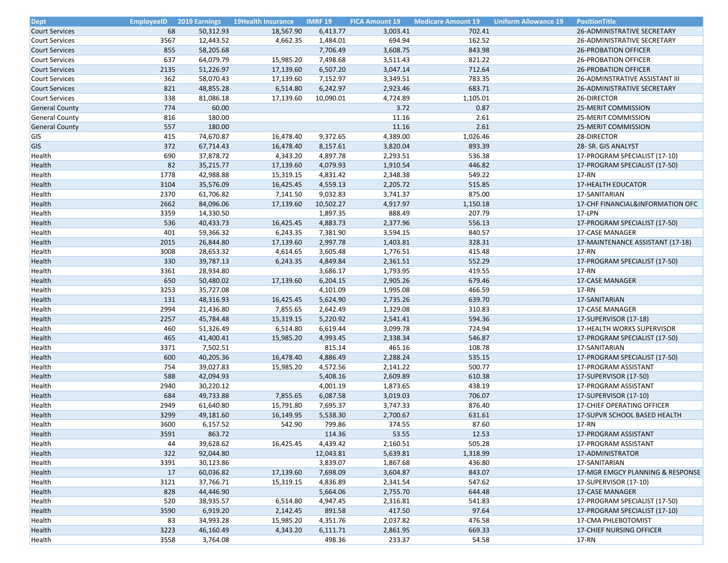| Dept | EmployeeID | 2019 Earnings | 19Health Insurance | IMRF 19 | FICA Amount 19 | Medicare Amount 19 | Uniform Allowance 19 | PositionTitle |
|---|---|---|---|---|---|---|---|---|
| Court Services | 68 | 50,312.93 | 18,567.90 | 6,413.77 | 3,003.41 | 702.41 | | 26-ADMINISTRATIVE SECRETARY |
| Court Services | 3567 | 12,443.52 | 4,662.35 | 1,484.01 | 694.94 | 162.52 | | 26-ADMINISTRATIVE SECRETARY |
| Court Services | 855 | 58,205.68 | | 7,706.49 | 3,608.75 | 843.98 | | 26-PROBATION OFFICER |
| Court Services | 637 | 64,079.79 | 15,985.20 | 7,498.68 | 3,511.43 | 821.22 | | 26-PROBATION OFFICER |
| Court Services | 2135 | 51,226.97 | 17,139.60 | 6,507.20 | 3,047.14 | 712.64 | | 26-PROBATION OFFICER |
| Court Services | 362 | 58,070.43 | 17,139.60 | 7,152.97 | 3,349.51 | 783.35 | | 26-ADMINSTRATIVE ASSISTANT III |
| Court Services | 821 | 48,855.28 | 6,514.80 | 6,242.97 | 2,923.46 | 683.71 | | 26-ADMINISTRATIVE SECRETARY |
| Court Services | 338 | 81,086.18 | 17,139.60 | 10,090.01 | 4,724.89 | 1,105.01 | | 26-DIRECTOR |
| General County | 774 | 60.00 | | | 3.72 | 0.87 | | 25-MERIT COMMISSION |
| General County | 816 | 180.00 | | | 11.16 | 2.61 | | 25-MERIT COMMISSION |
| General County | 557 | 180.00 | | | 11.16 | 2.61 | | 25-MERIT COMMISSION |
| GIS | 415 | 74,670.87 | 16,478.40 | 9,372.65 | 4,389.00 | 1,026.46 | | 28-DIRECTOR |
| GIS | 372 | 67,714.43 | 16,478.40 | 8,157.61 | 3,820.04 | 893.39 | | 28- SR. GIS ANALYST |
| Health | 690 | 37,878.72 | 4,343.20 | 4,897.78 | 2,293.51 | 536.38 | | 17-PROGRAM SPECIALIST (17-10) |
| Health | 82 | 35,215.77 | 17,139.60 | 4,079.93 | 1,910.54 | 446.82 | | 17-PROGRAM SPECIALIST (17-50) |
| Health | 1778 | 42,988.88 | 15,319.15 | 4,831.42 | 2,348.38 | 549.22 | | 17-RN |
| Health | 3104 | 35,576.09 | 16,425.45 | 4,559.13 | 2,205.72 | 515.85 | | 17-HEALTH EDUCATOR |
| Health | 2370 | 61,706.82 | 7,141.50 | 9,032.83 | 3,741.37 | 875.00 | | 17-SANITARIAN |
| Health | 2662 | 84,096.06 | 17,139.60 | 10,502.27 | 4,917.97 | 1,150.18 | | 17-CHF FINANCIAL&INFORMATION OFC |
| Health | 3359 | 14,330.50 | | 1,897.35 | 888.49 | 207.79 | | 17-LPN |
| Health | 536 | 40,433.73 | 16,425.45 | 4,883.73 | 2,377.96 | 556.13 | | 17-PROGRAM SPECIALIST (17-50) |
| Health | 401 | 59,366.32 | 6,243.35 | 7,381.90 | 3,594.15 | 840.57 | | 17-CASE MANAGER |
| Health | 2015 | 26,844.80 | 17,139.60 | 2,997.78 | 1,403.81 | 328.31 | | 17-MAINTENANCE ASSISTANT (17-18) |
| Health | 3008 | 28,653.32 | 4,614.65 | 3,605.48 | 1,776.51 | 415.48 | | 17-RN |
| Health | 330 | 39,787.13 | 6,243.35 | 4,849.84 | 2,361.51 | 552.29 | | 17-PROGRAM SPECIALIST (17-50) |
| Health | 3361 | 28,934.80 | | 3,686.17 | 1,793.95 | 419.55 | | 17-RN |
| Health | 650 | 50,480.02 | 17,139.60 | 6,204.15 | 2,905.26 | 679.46 | | 17-CASE MANAGER |
| Health | 3253 | 35,727.08 | | 4,101.09 | 1,995.08 | 466.59 | | 17-RN |
| Health | 131 | 48,316.93 | 16,425.45 | 5,624.90 | 2,735.26 | 639.70 | | 17-SANITARIAN |
| Health | 2994 | 21,436.80 | 7,855.65 | 2,642.49 | 1,329.08 | 310.83 | | 17-CASE MANAGER |
| Health | 2257 | 45,784.48 | 15,319.15 | 5,220.92 | 2,541.41 | 594.36 | | 17-SUPERVISOR (17-18) |
| Health | 460 | 51,326.49 | 6,514.80 | 6,619.44 | 3,099.78 | 724.94 | | 17-HEALTH WORKS SUPERVISOR |
| Health | 465 | 41,400.41 | 15,985.20 | 4,993.45 | 2,338.34 | 546.87 | | 17-PROGRAM SPECIALIST (17-50) |
| Health | 3371 | 7,502.51 | | 815.14 | 465.16 | 108.78 | | 17-SANITARIAN |
| Health | 600 | 40,205.36 | 16,478.40 | 4,886.49 | 2,288.24 | 535.15 | | 17-PROGRAM SPECIALIST (17-50) |
| Health | 754 | 39,027.83 | 15,985.20 | 4,572.56 | 2,141.22 | 500.77 | | 17-PROGRAM ASSISTANT |
| Health | 588 | 42,094.93 | | 5,408.16 | 2,609.89 | 610.38 | | 17-SUPERVISOR (17-50) |
| Health | 2940 | 30,220.12 | | 4,001.19 | 1,873.65 | 438.19 | | 17-PROGRAM ASSISTANT |
| Health | 684 | 49,733.88 | 7,855.65 | 6,087.58 | 3,019.03 | 706.07 | | 17-SUPERVISOR (17-10) |
| Health | 2949 | 61,640.80 | 15,791.80 | 7,695.37 | 3,747.33 | 876.40 | | 17-CHIEF OPERATING OFFICER |
| Health | 3299 | 49,181.60 | 16,149.95 | 5,538.30 | 2,700.67 | 631.61 | | 17-SUPVR SCHOOL BASED HEALTH |
| Health | 3600 | 6,157.52 | 542.90 | 799.86 | 374.55 | 87.60 | | 17-RN |
| Health | 3591 | 863.72 | | 114.36 | 53.55 | 12.53 | | 17-PROGRAM ASSISTANT |
| Health | 44 | 39,628.62 | 16,425.45 | 4,439.42 | 2,160.51 | 505.28 | | 17-PROGRAM ASSISTANT |
| Health | 322 | 92,044.80 | | 12,043.81 | 5,639.81 | 1,318.99 | | 17-ADMINISTRATOR |
| Health | 3391 | 30,123.86 | | 3,839.07 | 1,867.68 | 436.80 | | 17-SANITARIAN |
| Health | 17 | 60,036.82 | 17,139.60 | 7,698.09 | 3,604.87 | 843.07 | | 17-MGR EMGCY PLANNING & RESPONSE |
| Health | 3121 | 37,766.71 | 15,319.15 | 4,836.89 | 2,341.54 | 547.62 | | 17-SUPERVISOR (17-10) |
| Health | 828 | 44,446.90 | | 5,664.06 | 2,755.70 | 644.48 | | 17-CASE MANAGER |
| Health | 520 | 38,935.57 | 6,514.80 | 4,947.45 | 2,316.81 | 541.83 | | 17-PROGRAM SPECIALIST (17-50) |
| Health | 3590 | 6,919.20 | 2,142.45 | 891.58 | 417.50 | 97.64 | | 17-PROGRAM SPECIALIST (17-10) |
| Health | 83 | 34,993.28 | 15,985.20 | 4,351.76 | 2,037.82 | 476.58 | | 17-CMA PHLEBOTOMIST |
| Health | 3223 | 46,160.49 | 4,343.20 | 6,111.71 | 2,861.95 | 669.33 | | 17-CHIEF NURSING OFFICER |
| Health | 3558 | 3,764.08 | | 498.36 | 233.37 | 54.58 | | 17-RN |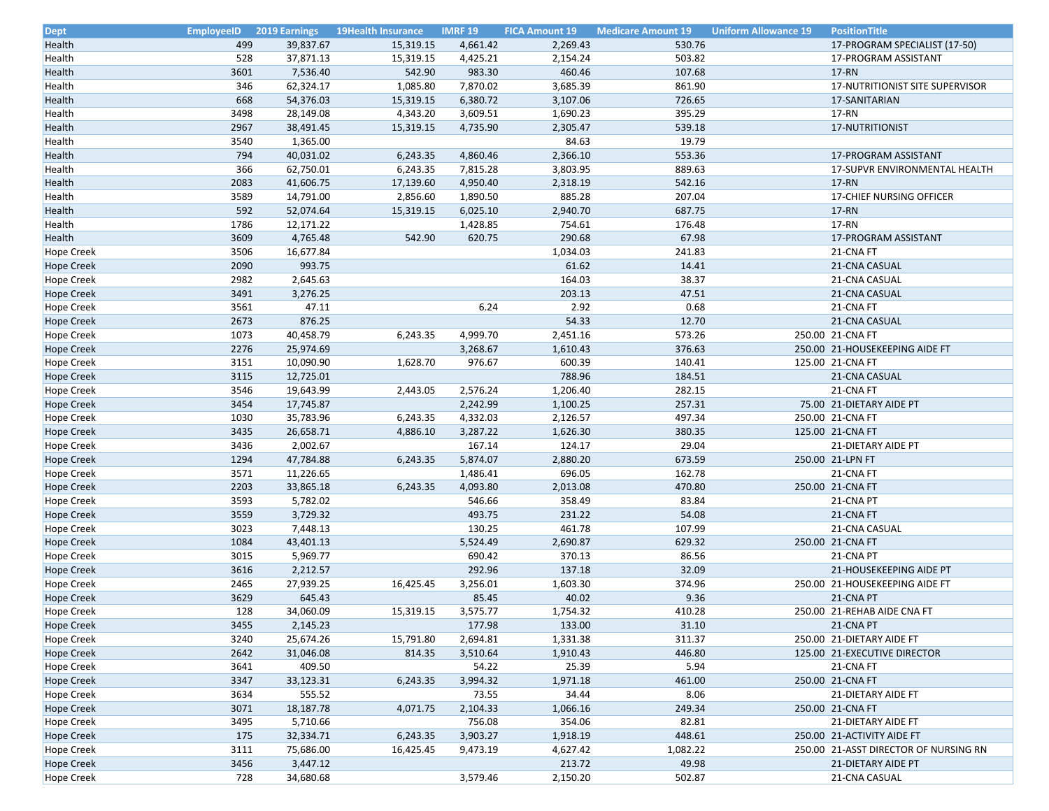| Dept | EmployeeID | 2019 Earnings | 19Health Insurance | IMRF 19 | FICA Amount 19 | Medicare Amount 19 | Uniform Allowance 19 | PositionTitle |
|---|---|---|---|---|---|---|---|---|
| Health | 499 | 39,837.67 | 15,319.15 | 4,661.42 | 2,269.43 | 530.76 | | 17-PROGRAM SPECIALIST (17-50) |
| Health | 528 | 37,871.13 | 15,319.15 | 4,425.21 | 2,154.24 | 503.82 | | 17-PROGRAM ASSISTANT |
| Health | 3601 | 7,536.40 | 542.90 | 983.30 | 460.46 | 107.68 | | 17-RN |
| Health | 346 | 62,324.17 | 1,085.80 | 7,870.02 | 3,685.39 | 861.90 | | 17-NUTRITIONIST SITE SUPERVISOR |
| Health | 668 | 54,376.03 | 15,319.15 | 6,380.72 | 3,107.06 | 726.65 | | 17-SANITARIAN |
| Health | 3498 | 28,149.08 | 4,343.20 | 3,609.51 | 1,690.23 | 395.29 | | 17-RN |
| Health | 2967 | 38,491.45 | 15,319.15 | 4,735.90 | 2,305.47 | 539.18 | | 17-NUTRITIONIST |
| Health | 3540 | 1,365.00 | | | 84.63 | 19.79 | | |
| Health | 794 | 40,031.02 | 6,243.35 | 4,860.46 | 2,366.10 | 553.36 | | 17-PROGRAM ASSISTANT |
| Health | 366 | 62,750.01 | 6,243.35 | 7,815.28 | 3,803.95 | 889.63 | | 17-SUPVR ENVIRONMENTAL HEALTH |
| Health | 2083 | 41,606.75 | 17,139.60 | 4,950.40 | 2,318.19 | 542.16 | | 17-RN |
| Health | 3589 | 14,791.00 | 2,856.60 | 1,890.50 | 885.28 | 207.04 | | 17-CHIEF NURSING OFFICER |
| Health | 592 | 52,074.64 | 15,319.15 | 6,025.10 | 2,940.70 | 687.75 | | 17-RN |
| Health | 1786 | 12,171.22 | | 1,428.85 | 754.61 | 176.48 | | 17-RN |
| Health | 3609 | 4,765.48 | 542.90 | 620.75 | 290.68 | 67.98 | | 17-PROGRAM ASSISTANT |
| Hope Creek | 3506 | 16,677.84 | | | 1,034.03 | 241.83 | | 21-CNA FT |
| Hope Creek | 2090 | 993.75 | | | 61.62 | 14.41 | | 21-CNA CASUAL |
| Hope Creek | 2982 | 2,645.63 | | | 164.03 | 38.37 | | 21-CNA CASUAL |
| Hope Creek | 3491 | 3,276.25 | | | 203.13 | 47.51 | | 21-CNA CASUAL |
| Hope Creek | 3561 | 47.11 | | 6.24 | 2.92 | 0.68 | | 21-CNA FT |
| Hope Creek | 2673 | 876.25 | | | 54.33 | 12.70 | | 21-CNA CASUAL |
| Hope Creek | 1073 | 40,458.79 | 6,243.35 | 4,999.70 | 2,451.16 | 573.26 | 250.00 | 21-CNA FT |
| Hope Creek | 2276 | 25,974.69 | | 3,268.67 | 1,610.43 | 376.63 | 250.00 | 21-HOUSEKEEPING AIDE FT |
| Hope Creek | 3151 | 10,090.90 | 1,628.70 | 976.67 | 600.39 | 140.41 | 125.00 | 21-CNA FT |
| Hope Creek | 3115 | 12,725.01 | | | 788.96 | 184.51 | | 21-CNA CASUAL |
| Hope Creek | 3546 | 19,643.99 | 2,443.05 | 2,576.24 | 1,206.40 | 282.15 | | 21-CNA FT |
| Hope Creek | 3454 | 17,745.87 | | 2,242.99 | 1,100.25 | 257.31 | 75.00 | 21-DIETARY AIDE PT |
| Hope Creek | 1030 | 35,783.96 | 6,243.35 | 4,332.03 | 2,126.57 | 497.34 | 250.00 | 21-CNA FT |
| Hope Creek | 3435 | 26,658.71 | 4,886.10 | 3,287.22 | 1,626.30 | 380.35 | 125.00 | 21-CNA FT |
| Hope Creek | 3436 | 2,002.67 | | 167.14 | 124.17 | 29.04 | | 21-DIETARY AIDE PT |
| Hope Creek | 1294 | 47,784.88 | 6,243.35 | 5,874.07 | 2,880.20 | 673.59 | 250.00 | 21-LPN FT |
| Hope Creek | 3571 | 11,226.65 | | 1,486.41 | 696.05 | 162.78 | | 21-CNA FT |
| Hope Creek | 2203 | 33,865.18 | 6,243.35 | 4,093.80 | 2,013.08 | 470.80 | 250.00 | 21-CNA FT |
| Hope Creek | 3593 | 5,782.02 | | 546.66 | 358.49 | 83.84 | | 21-CNA PT |
| Hope Creek | 3559 | 3,729.32 | | 493.75 | 231.22 | 54.08 | | 21-CNA FT |
| Hope Creek | 3023 | 7,448.13 | | 130.25 | 461.78 | 107.99 | | 21-CNA CASUAL |
| Hope Creek | 1084 | 43,401.13 | | 5,524.49 | 2,690.87 | 629.32 | 250.00 | 21-CNA FT |
| Hope Creek | 3015 | 5,969.77 | | 690.42 | 370.13 | 86.56 | | 21-CNA PT |
| Hope Creek | 3616 | 2,212.57 | | 292.96 | 137.18 | 32.09 | | 21-HOUSEKEEPING AIDE PT |
| Hope Creek | 2465 | 27,939.25 | 16,425.45 | 3,256.01 | 1,603.30 | 374.96 | 250.00 | 21-HOUSEKEEPING AIDE FT |
| Hope Creek | 3629 | 645.43 | | 85.45 | 40.02 | 9.36 | | 21-CNA PT |
| Hope Creek | 128 | 34,060.09 | 15,319.15 | 3,575.77 | 1,754.32 | 410.28 | 250.00 | 21-REHAB AIDE CNA FT |
| Hope Creek | 3455 | 2,145.23 | | 177.98 | 133.00 | 31.10 | | 21-CNA PT |
| Hope Creek | 3240 | 25,674.26 | 15,791.80 | 2,694.81 | 1,331.38 | 311.37 | 250.00 | 21-DIETARY AIDE FT |
| Hope Creek | 2642 | 31,046.08 | 814.35 | 3,510.64 | 1,910.43 | 446.80 | 125.00 | 21-EXECUTIVE DIRECTOR |
| Hope Creek | 3641 | 409.50 | | 54.22 | 25.39 | 5.94 | | 21-CNA FT |
| Hope Creek | 3347 | 33,123.31 | 6,243.35 | 3,994.32 | 1,971.18 | 461.00 | 250.00 | 21-CNA FT |
| Hope Creek | 3634 | 555.52 | | 73.55 | 34.44 | 8.06 | | 21-DIETARY AIDE FT |
| Hope Creek | 3071 | 18,187.78 | 4,071.75 | 2,104.33 | 1,066.16 | 249.34 | 250.00 | 21-CNA FT |
| Hope Creek | 3495 | 5,710.66 | | 756.08 | 354.06 | 82.81 | | 21-DIETARY AIDE FT |
| Hope Creek | 175 | 32,334.71 | 6,243.35 | 3,903.27 | 1,918.19 | 448.61 | 250.00 | 21-ACTIVITY AIDE FT |
| Hope Creek | 3111 | 75,686.00 | 16,425.45 | 9,473.19 | 4,627.42 | 1,082.22 | 250.00 | 21-ASST DIRECTOR OF NURSING RN |
| Hope Creek | 3456 | 3,447.12 | | | 213.72 | 49.98 | | 21-DIETARY AIDE PT |
| Hope Creek | 728 | 34,680.68 | | 3,579.46 | 2,150.20 | 502.87 | | 21-CNA CASUAL |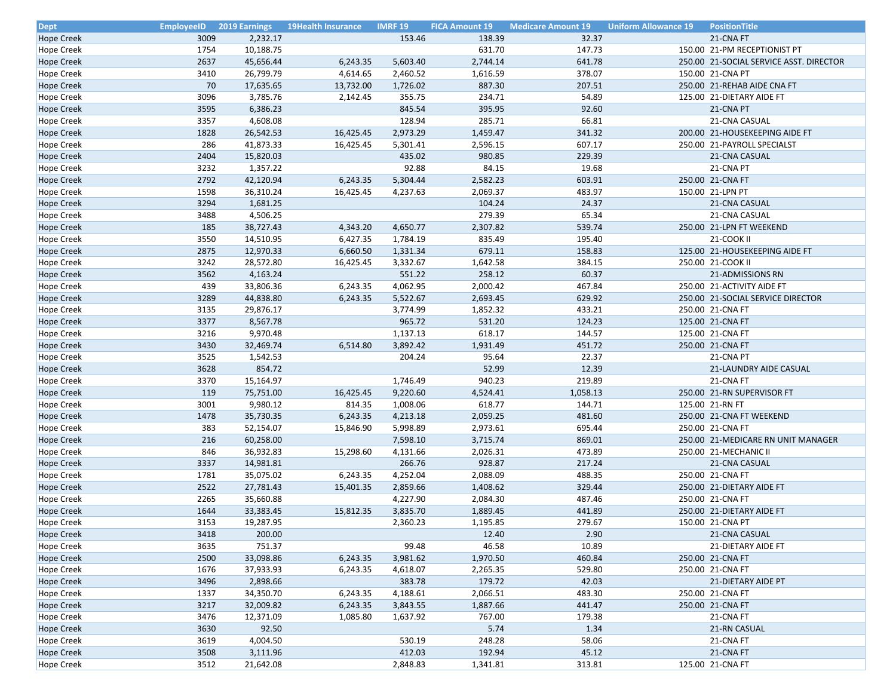| Dept | EmployeeID | 2019 Earnings | 19Health Insurance | IMRF 19 | FICA Amount 19 | Medicare Amount 19 | Uniform Allowance 19 | PositionTitle |
|---|---|---|---|---|---|---|---|---|
| Hope Creek | 3009 | 2,232.17 | | 153.46 | 138.39 | 32.37 | | 21-CNA FT |
| Hope Creek | 1754 | 10,188.75 | | | 631.70 | 147.73 | 150.00 | 21-PM RECEPTIONIST PT |
| Hope Creek | 2637 | 45,656.44 | 6,243.35 | 5,603.40 | 2,744.14 | 641.78 | 250.00 | 21-SOCIAL SERVICE ASST. DIRECTOR |
| Hope Creek | 3410 | 26,799.79 | 4,614.65 | 2,460.52 | 1,616.59 | 378.07 | 150.00 | 21-CNA PT |
| Hope Creek | 70 | 17,635.65 | 13,732.00 | 1,726.02 | 887.30 | 207.51 | 250.00 | 21-REHAB AIDE CNA FT |
| Hope Creek | 3096 | 3,785.76 | 2,142.45 | 355.75 | 234.71 | 54.89 | 125.00 | 21-DIETARY AIDE FT |
| Hope Creek | 3595 | 6,386.23 | | 845.54 | 395.95 | 92.60 | | 21-CNA PT |
| Hope Creek | 3357 | 4,608.08 | | 128.94 | 285.71 | 66.81 | | 21-CNA CASUAL |
| Hope Creek | 1828 | 26,542.53 | 16,425.45 | 2,973.29 | 1,459.47 | 341.32 | 200.00 | 21-HOUSEKEEPING AIDE FT |
| Hope Creek | 286 | 41,873.33 | 16,425.45 | 5,301.41 | 2,596.15 | 607.17 | 250.00 | 21-PAYROLL SPECIALST |
| Hope Creek | 2404 | 15,820.03 | | 435.02 | 980.85 | 229.39 | | 21-CNA CASUAL |
| Hope Creek | 3232 | 1,357.22 | | 92.88 | 84.15 | 19.68 | | 21-CNA PT |
| Hope Creek | 2792 | 42,120.94 | 6,243.35 | 5,304.44 | 2,582.23 | 603.91 | 250.00 | 21-CNA FT |
| Hope Creek | 1598 | 36,310.24 | 16,425.45 | 4,237.63 | 2,069.37 | 483.97 | 150.00 | 21-LPN PT |
| Hope Creek | 3294 | 1,681.25 | | | 104.24 | 24.37 | | 21-CNA CASUAL |
| Hope Creek | 3488 | 4,506.25 | | | 279.39 | 65.34 | | 21-CNA CASUAL |
| Hope Creek | 185 | 38,727.43 | 4,343.20 | 4,650.77 | 2,307.82 | 539.74 | 250.00 | 21-LPN FT WEEKEND |
| Hope Creek | 3550 | 14,510.95 | 6,427.35 | 1,784.19 | 835.49 | 195.40 | | 21-COOK II |
| Hope Creek | 2875 | 12,970.33 | 6,660.50 | 1,331.34 | 679.11 | 158.83 | 125.00 | 21-HOUSEKEEPING AIDE FT |
| Hope Creek | 3242 | 28,572.80 | 16,425.45 | 3,332.67 | 1,642.58 | 384.15 | 250.00 | 21-COOK II |
| Hope Creek | 3562 | 4,163.24 | | 551.22 | 258.12 | 60.37 | | 21-ADMISSIONS RN |
| Hope Creek | 439 | 33,806.36 | 6,243.35 | 4,062.95 | 2,000.42 | 467.84 | 250.00 | 21-ACTIVITY AIDE FT |
| Hope Creek | 3289 | 44,838.80 | 6,243.35 | 5,522.67 | 2,693.45 | 629.92 | 250.00 | 21-SOCIAL SERVICE DIRECTOR |
| Hope Creek | 3135 | 29,876.17 | | 3,774.99 | 1,852.32 | 433.21 | 250.00 | 21-CNA FT |
| Hope Creek | 3377 | 8,567.78 | | 965.72 | 531.20 | 124.23 | 125.00 | 21-CNA FT |
| Hope Creek | 3216 | 9,970.48 | | 1,137.13 | 618.17 | 144.57 | 125.00 | 21-CNA FT |
| Hope Creek | 3430 | 32,469.74 | 6,514.80 | 3,892.42 | 1,931.49 | 451.72 | 250.00 | 21-CNA FT |
| Hope Creek | 3525 | 1,542.53 | | 204.24 | 95.64 | 22.37 | | 21-CNA PT |
| Hope Creek | 3628 | 854.72 | | | 52.99 | 12.39 | | 21-LAUNDRY AIDE CASUAL |
| Hope Creek | 3370 | 15,164.97 | | 1,746.49 | 940.23 | 219.89 | | 21-CNA FT |
| Hope Creek | 119 | 75,751.00 | 16,425.45 | 9,220.60 | 4,524.41 | 1,058.13 | 250.00 | 21-RN SUPERVISOR FT |
| Hope Creek | 3001 | 9,980.12 | 814.35 | 1,008.06 | 618.77 | 144.71 | 125.00 | 21-RN FT |
| Hope Creek | 1478 | 35,730.35 | 6,243.35 | 4,213.18 | 2,059.25 | 481.60 | 250.00 | 21-CNA FT WEEKEND |
| Hope Creek | 383 | 52,154.07 | 15,846.90 | 5,998.89 | 2,973.61 | 695.44 | 250.00 | 21-CNA FT |
| Hope Creek | 216 | 60,258.00 | | 7,598.10 | 3,715.74 | 869.01 | 250.00 | 21-MEDICARE RN UNIT MANAGER |
| Hope Creek | 846 | 36,932.83 | 15,298.60 | 4,131.66 | 2,026.31 | 473.89 | 250.00 | 21-MECHANIC II |
| Hope Creek | 3337 | 14,981.81 | | 266.76 | 928.87 | 217.24 | | 21-CNA CASUAL |
| Hope Creek | 1781 | 35,075.02 | 6,243.35 | 4,252.04 | 2,088.09 | 488.35 | 250.00 | 21-CNA FT |
| Hope Creek | 2522 | 27,781.43 | 15,401.35 | 2,859.66 | 1,408.62 | 329.44 | 250.00 | 21-DIETARY AIDE FT |
| Hope Creek | 2265 | 35,660.88 | | 4,227.90 | 2,084.30 | 487.46 | 250.00 | 21-CNA FT |
| Hope Creek | 1644 | 33,383.45 | 15,812.35 | 3,835.70 | 1,889.45 | 441.89 | 250.00 | 21-DIETARY AIDE FT |
| Hope Creek | 3153 | 19,287.95 | | 2,360.23 | 1,195.85 | 279.67 | 150.00 | 21-CNA PT |
| Hope Creek | 3418 | 200.00 | | | 12.40 | 2.90 | | 21-CNA CASUAL |
| Hope Creek | 3635 | 751.37 | | 99.48 | 46.58 | 10.89 | | 21-DIETARY AIDE FT |
| Hope Creek | 2500 | 33,098.86 | 6,243.35 | 3,981.62 | 1,970.50 | 460.84 | 250.00 | 21-CNA FT |
| Hope Creek | 1676 | 37,933.93 | 6,243.35 | 4,618.07 | 2,265.35 | 529.80 | 250.00 | 21-CNA FT |
| Hope Creek | 3496 | 2,898.66 | | 383.78 | 179.72 | 42.03 | | 21-DIETARY AIDE PT |
| Hope Creek | 1337 | 34,350.70 | 6,243.35 | 4,188.61 | 2,066.51 | 483.30 | 250.00 | 21-CNA FT |
| Hope Creek | 3217 | 32,009.82 | 6,243.35 | 3,843.55 | 1,887.66 | 441.47 | 250.00 | 21-CNA FT |
| Hope Creek | 3476 | 12,371.09 | 1,085.80 | 1,637.92 | 767.00 | 179.38 | | 21-CNA FT |
| Hope Creek | 3630 | 92.50 | | | 5.74 | 1.34 | | 21-RN CASUAL |
| Hope Creek | 3619 | 4,004.50 | | 530.19 | 248.28 | 58.06 | | 21-CNA FT |
| Hope Creek | 3508 | 3,111.96 | | 412.03 | 192.94 | 45.12 | | 21-CNA FT |
| Hope Creek | 3512 | 21,642.08 | | 2,848.83 | 1,341.81 | 313.81 | 125.00 | 21-CNA FT |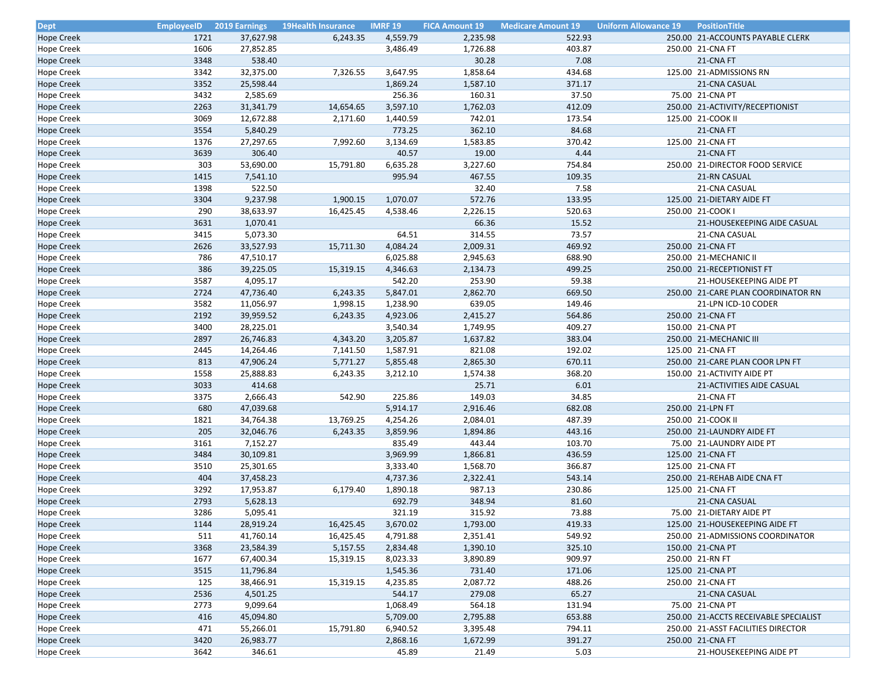| Dept | EmployeeID | 2019 Earnings | 19Health Insurance | IMRF 19 | FICA Amount 19 | Medicare Amount 19 | Uniform Allowance 19 | PositionTitle |
|---|---|---|---|---|---|---|---|---|
| Hope Creek | 1721 | 37,627.98 | 6,243.35 | 4,559.79 | 2,235.98 | 522.93 | 250.00 | 21-ACCOUNTS PAYABLE CLERK |
| Hope Creek | 1606 | 27,852.85 | | 3,486.49 | 1,726.88 | 403.87 | 250.00 | 21-CNA FT |
| Hope Creek | 3348 | 538.40 | | | 30.28 | 7.08 | | 21-CNA FT |
| Hope Creek | 3342 | 32,375.00 | 7,326.55 | 3,647.95 | 1,858.64 | 434.68 | 125.00 | 21-ADMISSIONS RN |
| Hope Creek | 3352 | 25,598.44 | | 1,869.24 | 1,587.10 | 371.17 | | 21-CNA CASUAL |
| Hope Creek | 3432 | 2,585.69 | | 256.36 | 160.31 | 37.50 | 75.00 | 21-CNA PT |
| Hope Creek | 2263 | 31,341.79 | 14,654.65 | 3,597.10 | 1,762.03 | 412.09 | 250.00 | 21-ACTIVITY/RECEPTIONIST |
| Hope Creek | 3069 | 12,672.88 | 2,171.60 | 1,440.59 | 742.01 | 173.54 | 125.00 | 21-COOK II |
| Hope Creek | 3554 | 5,840.29 | | 773.25 | 362.10 | 84.68 | | 21-CNA FT |
| Hope Creek | 1376 | 27,297.65 | 7,992.60 | 3,134.69 | 1,583.85 | 370.42 | 125.00 | 21-CNA FT |
| Hope Creek | 3639 | 306.40 | | 40.57 | 19.00 | 4.44 | | 21-CNA FT |
| Hope Creek | 303 | 53,690.00 | 15,791.80 | 6,635.28 | 3,227.60 | 754.84 | 250.00 | 21-DIRECTOR FOOD SERVICE |
| Hope Creek | 1415 | 7,541.10 | | 995.94 | 467.55 | 109.35 | | 21-RN CASUAL |
| Hope Creek | 1398 | 522.50 | | | 32.40 | 7.58 | | 21-CNA CASUAL |
| Hope Creek | 3304 | 9,237.98 | 1,900.15 | 1,070.07 | 572.76 | 133.95 | 125.00 | 21-DIETARY AIDE FT |
| Hope Creek | 290 | 38,633.97 | 16,425.45 | 4,538.46 | 2,226.15 | 520.63 | 250.00 | 21-COOK I |
| Hope Creek | 3631 | 1,070.41 | | | 66.36 | 15.52 | | 21-HOUSEKEEPING AIDE CASUAL |
| Hope Creek | 3415 | 5,073.30 | | 64.51 | 314.55 | 73.57 | | 21-CNA CASUAL |
| Hope Creek | 2626 | 33,527.93 | 15,711.30 | 4,084.24 | 2,009.31 | 469.92 | 250.00 | 21-CNA FT |
| Hope Creek | 786 | 47,510.17 | | 6,025.88 | 2,945.63 | 688.90 | 250.00 | 21-MECHANIC II |
| Hope Creek | 386 | 39,225.05 | 15,319.15 | 4,346.63 | 2,134.73 | 499.25 | 250.00 | 21-RECEPTIONIST FT |
| Hope Creek | 3587 | 4,095.17 | | 542.20 | 253.90 | 59.38 | | 21-HOUSEKEEPING AIDE PT |
| Hope Creek | 2724 | 47,736.40 | 6,243.35 | 5,847.01 | 2,862.70 | 669.50 | 250.00 | 21-CARE PLAN COORDINATOR RN |
| Hope Creek | 3582 | 11,056.97 | 1,998.15 | 1,238.90 | 639.05 | 149.46 | | 21-LPN ICD-10 CODER |
| Hope Creek | 2192 | 39,959.52 | 6,243.35 | 4,923.06 | 2,415.27 | 564.86 | 250.00 | 21-CNA FT |
| Hope Creek | 3400 | 28,225.01 | | 3,540.34 | 1,749.95 | 409.27 | 150.00 | 21-CNA PT |
| Hope Creek | 2897 | 26,746.83 | 4,343.20 | 3,205.87 | 1,637.82 | 383.04 | 250.00 | 21-MECHANIC III |
| Hope Creek | 2445 | 14,264.46 | 7,141.50 | 1,587.91 | 821.08 | 192.02 | 125.00 | 21-CNA FT |
| Hope Creek | 813 | 47,906.24 | 5,771.27 | 5,855.48 | 2,865.30 | 670.11 | 250.00 | 21-CARE PLAN COOR LPN FT |
| Hope Creek | 1558 | 25,888.83 | 6,243.35 | 3,212.10 | 1,574.38 | 368.20 | 150.00 | 21-ACTIVITY AIDE PT |
| Hope Creek | 3033 | 414.68 | | | 25.71 | 6.01 | | 21-ACTIVITIES AIDE CASUAL |
| Hope Creek | 3375 | 2,666.43 | 542.90 | 225.86 | 149.03 | 34.85 | | 21-CNA FT |
| Hope Creek | 680 | 47,039.68 | | 5,914.17 | 2,916.46 | 682.08 | 250.00 | 21-LPN FT |
| Hope Creek | 1821 | 34,764.38 | 13,769.25 | 4,254.26 | 2,084.01 | 487.39 | 250.00 | 21-COOK II |
| Hope Creek | 205 | 32,046.76 | 6,243.35 | 3,859.96 | 1,894.86 | 443.16 | 250.00 | 21-LAUNDRY AIDE FT |
| Hope Creek | 3161 | 7,152.27 | | 835.49 | 443.44 | 103.70 | 75.00 | 21-LAUNDRY AIDE PT |
| Hope Creek | 3484 | 30,109.81 | | 3,969.99 | 1,866.81 | 436.59 | 125.00 | 21-CNA FT |
| Hope Creek | 3510 | 25,301.65 | | 3,333.40 | 1,568.70 | 366.87 | 125.00 | 21-CNA FT |
| Hope Creek | 404 | 37,458.23 | | 4,737.36 | 2,322.41 | 543.14 | 250.00 | 21-REHAB AIDE CNA FT |
| Hope Creek | 3292 | 17,953.87 | 6,179.40 | 1,890.18 | 987.13 | 230.86 | 125.00 | 21-CNA FT |
| Hope Creek | 2793 | 5,628.13 | | 692.79 | 348.94 | 81.60 | | 21-CNA CASUAL |
| Hope Creek | 3286 | 5,095.41 | | 321.19 | 315.92 | 73.88 | 75.00 | 21-DIETARY AIDE PT |
| Hope Creek | 1144 | 28,919.24 | 16,425.45 | 3,670.02 | 1,793.00 | 419.33 | 125.00 | 21-HOUSEKEEPING AIDE FT |
| Hope Creek | 511 | 41,760.14 | 16,425.45 | 4,791.88 | 2,351.41 | 549.92 | 250.00 | 21-ADMISSIONS COORDINATOR |
| Hope Creek | 3368 | 23,584.39 | 5,157.55 | 2,834.48 | 1,390.10 | 325.10 | 150.00 | 21-CNA PT |
| Hope Creek | 1677 | 67,400.34 | 15,319.15 | 8,023.33 | 3,890.89 | 909.97 | 250.00 | 21-RN FT |
| Hope Creek | 3515 | 11,796.84 | | 1,545.36 | 731.40 | 171.06 | 125.00 | 21-CNA PT |
| Hope Creek | 125 | 38,466.91 | 15,319.15 | 4,235.85 | 2,087.72 | 488.26 | 250.00 | 21-CNA FT |
| Hope Creek | 2536 | 4,501.25 | | 544.17 | 279.08 | 65.27 | | 21-CNA CASUAL |
| Hope Creek | 2773 | 9,099.64 | | 1,068.49 | 564.18 | 131.94 | 75.00 | 21-CNA PT |
| Hope Creek | 416 | 45,094.80 | | 5,709.00 | 2,795.88 | 653.88 | 250.00 | 21-ACCTS RECEIVABLE SPECIALIST |
| Hope Creek | 471 | 55,266.01 | 15,791.80 | 6,940.52 | 3,395.48 | 794.11 | 250.00 | 21-ASST FACILITIES DIRECTOR |
| Hope Creek | 3420 | 26,983.77 | | 2,868.16 | 1,672.99 | 391.27 | 250.00 | 21-CNA FT |
| Hope Creek | 3642 | 346.61 | | 45.89 | 21.49 | 5.03 | | 21-HOUSEKEEPING AIDE PT |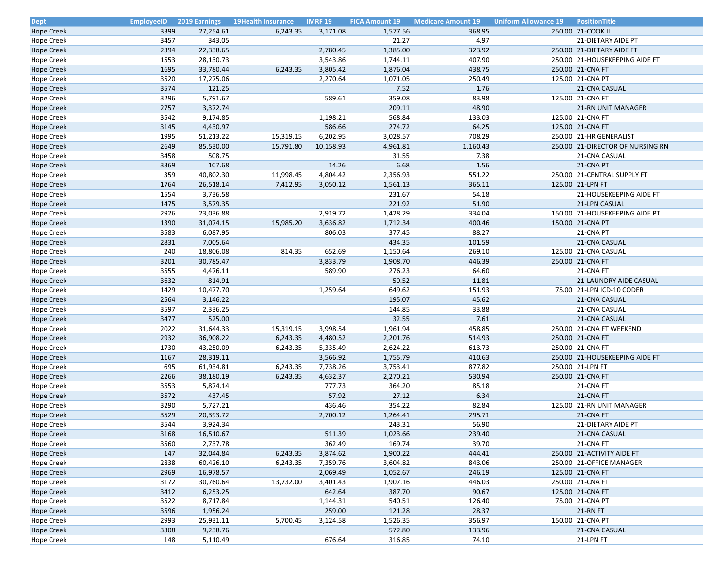| Dept | EmployeeID | 2019 Earnings | 19Health Insurance | IMRF 19 | FICA Amount 19 | Medicare Amount 19 | Uniform Allowance 19 | PositionTitle |
|---|---|---|---|---|---|---|---|---|
| Hope Creek | 3399 | 27,254.61 | 6,243.35 | 3,171.08 | 1,577.56 | 368.95 | 250.00 | 21-COOK II |
| Hope Creek | 3457 | 343.05 | | | 21.27 | 4.97 | | 21-DIETARY AIDE PT |
| Hope Creek | 2394 | 22,338.65 | | 2,780.45 | 1,385.00 | 323.92 | 250.00 | 21-DIETARY AIDE FT |
| Hope Creek | 1553 | 28,130.73 | | 3,543.86 | 1,744.11 | 407.90 | 250.00 | 21-HOUSEKEEPING AIDE FT |
| Hope Creek | 1695 | 33,780.44 | 6,243.35 | 3,805.42 | 1,876.04 | 438.75 | 250.00 | 21-CNA FT |
| Hope Creek | 3520 | 17,275.06 | | 2,270.64 | 1,071.05 | 250.49 | 125.00 | 21-CNA PT |
| Hope Creek | 3574 | 121.25 | | | 7.52 | 1.76 | | 21-CNA CASUAL |
| Hope Creek | 3296 | 5,791.67 | | 589.61 | 359.08 | 83.98 | 125.00 | 21-CNA FT |
| Hope Creek | 2757 | 3,372.74 | | | 209.11 | 48.90 | | 21-RN UNIT MANAGER |
| Hope Creek | 3542 | 9,174.85 | | 1,198.21 | 568.84 | 133.03 | 125.00 | 21-CNA FT |
| Hope Creek | 3145 | 4,430.97 | | 586.66 | 274.72 | 64.25 | 125.00 | 21-CNA FT |
| Hope Creek | 1995 | 51,213.22 | 15,319.15 | 6,202.95 | 3,028.57 | 708.29 | 250.00 | 21-HR GENERALIST |
| Hope Creek | 2649 | 85,530.00 | 15,791.80 | 10,158.93 | 4,961.81 | 1,160.43 | 250.00 | 21-DIRECTOR OF NURSING RN |
| Hope Creek | 3458 | 508.75 | | | 31.55 | 7.38 | | 21-CNA CASUAL |
| Hope Creek | 3369 | 107.68 | | 14.26 | 6.68 | 1.56 | | 21-CNA PT |
| Hope Creek | 359 | 40,802.30 | 11,998.45 | 4,804.42 | 2,356.93 | 551.22 | 250.00 | 21-CENTRAL SUPPLY FT |
| Hope Creek | 1764 | 26,518.14 | 7,412.95 | 3,050.12 | 1,561.13 | 365.11 | 125.00 | 21-LPN FT |
| Hope Creek | 1554 | 3,736.58 | | | 231.67 | 54.18 | | 21-HOUSEKEEPING AIDE FT |
| Hope Creek | 1475 | 3,579.35 | | | 221.92 | 51.90 | | 21-LPN CASUAL |
| Hope Creek | 2926 | 23,036.88 | | 2,919.72 | 1,428.29 | 334.04 | 150.00 | 21-HOUSEKEEPING AIDE PT |
| Hope Creek | 1390 | 31,074.15 | 15,985.20 | 3,636.82 | 1,712.34 | 400.46 | 150.00 | 21-CNA PT |
| Hope Creek | 3583 | 6,087.95 | | 806.03 | 377.45 | 88.27 | | 21-CNA PT |
| Hope Creek | 2831 | 7,005.64 | | | 434.35 | 101.59 | | 21-CNA CASUAL |
| Hope Creek | 240 | 18,806.08 | 814.35 | 652.69 | 1,150.64 | 269.10 | 125.00 | 21-CNA CASUAL |
| Hope Creek | 3201 | 30,785.47 | | 3,833.79 | 1,908.70 | 446.39 | 250.00 | 21-CNA FT |
| Hope Creek | 3555 | 4,476.11 | | 589.90 | 276.23 | 64.60 | | 21-CNA FT |
| Hope Creek | 3632 | 814.91 | | | 50.52 | 11.81 | | 21-LAUNDRY AIDE CASUAL |
| Hope Creek | 1429 | 10,477.70 | | 1,259.64 | 649.62 | 151.93 | 75.00 | 21-LPN ICD-10 CODER |
| Hope Creek | 2564 | 3,146.22 | | | 195.07 | 45.62 | | 21-CNA CASUAL |
| Hope Creek | 3597 | 2,336.25 | | | 144.85 | 33.88 | | 21-CNA CASUAL |
| Hope Creek | 3477 | 525.00 | | | 32.55 | 7.61 | | 21-CNA CASUAL |
| Hope Creek | 2022 | 31,644.33 | 15,319.15 | 3,998.54 | 1,961.94 | 458.85 | 250.00 | 21-CNA FT WEEKEND |
| Hope Creek | 2932 | 36,908.22 | 6,243.35 | 4,480.52 | 2,201.76 | 514.93 | 250.00 | 21-CNA FT |
| Hope Creek | 1730 | 43,250.09 | 6,243.35 | 5,335.49 | 2,624.22 | 613.73 | 250.00 | 21-CNA FT |
| Hope Creek | 1167 | 28,319.11 | | 3,566.92 | 1,755.79 | 410.63 | 250.00 | 21-HOUSEKEEPING AIDE FT |
| Hope Creek | 695 | 61,934.81 | 6,243.35 | 7,738.26 | 3,753.41 | 877.82 | 250.00 | 21-LPN FT |
| Hope Creek | 2266 | 38,180.19 | 6,243.35 | 4,632.37 | 2,270.21 | 530.94 | 250.00 | 21-CNA FT |
| Hope Creek | 3553 | 5,874.14 | | 777.73 | 364.20 | 85.18 | | 21-CNA FT |
| Hope Creek | 3572 | 437.45 | | 57.92 | 27.12 | 6.34 | | 21-CNA FT |
| Hope Creek | 3290 | 5,727.21 | | 436.46 | 354.22 | 82.84 | 125.00 | 21-RN UNIT MANAGER |
| Hope Creek | 3529 | 20,393.72 | | 2,700.12 | 1,264.41 | 295.71 | | 21-CNA FT |
| Hope Creek | 3544 | 3,924.34 | | | 243.31 | 56.90 | | 21-DIETARY AIDE PT |
| Hope Creek | 3168 | 16,510.67 | | 511.39 | 1,023.66 | 239.40 | | 21-CNA CASUAL |
| Hope Creek | 3560 | 2,737.78 | | 362.49 | 169.74 | 39.70 | | 21-CNA FT |
| Hope Creek | 147 | 32,044.84 | 6,243.35 | 3,874.62 | 1,900.22 | 444.41 | 250.00 | 21-ACTIVITY AIDE FT |
| Hope Creek | 2838 | 60,426.10 | 6,243.35 | 7,359.76 | 3,604.82 | 843.06 | 250.00 | 21-OFFICE MANAGER |
| Hope Creek | 2969 | 16,978.57 | | 2,069.49 | 1,052.67 | 246.19 | 125.00 | 21-CNA FT |
| Hope Creek | 3172 | 30,760.64 | 13,732.00 | 3,401.43 | 1,907.16 | 446.03 | 250.00 | 21-CNA FT |
| Hope Creek | 3412 | 6,253.25 | | 642.64 | 387.70 | 90.67 | 125.00 | 21-CNA FT |
| Hope Creek | 3522 | 8,717.84 | | 1,144.31 | 540.51 | 126.40 | 75.00 | 21-CNA PT |
| Hope Creek | 3596 | 1,956.24 | | 259.00 | 121.28 | 28.37 | | 21-RN FT |
| Hope Creek | 2993 | 25,931.11 | 5,700.45 | 3,124.58 | 1,526.35 | 356.97 | 150.00 | 21-CNA PT |
| Hope Creek | 3308 | 9,238.76 | | | 572.80 | 133.96 | | 21-CNA CASUAL |
| Hope Creek | 148 | 5,110.49 | | 676.64 | 316.85 | 74.10 | | 21-LPN FT |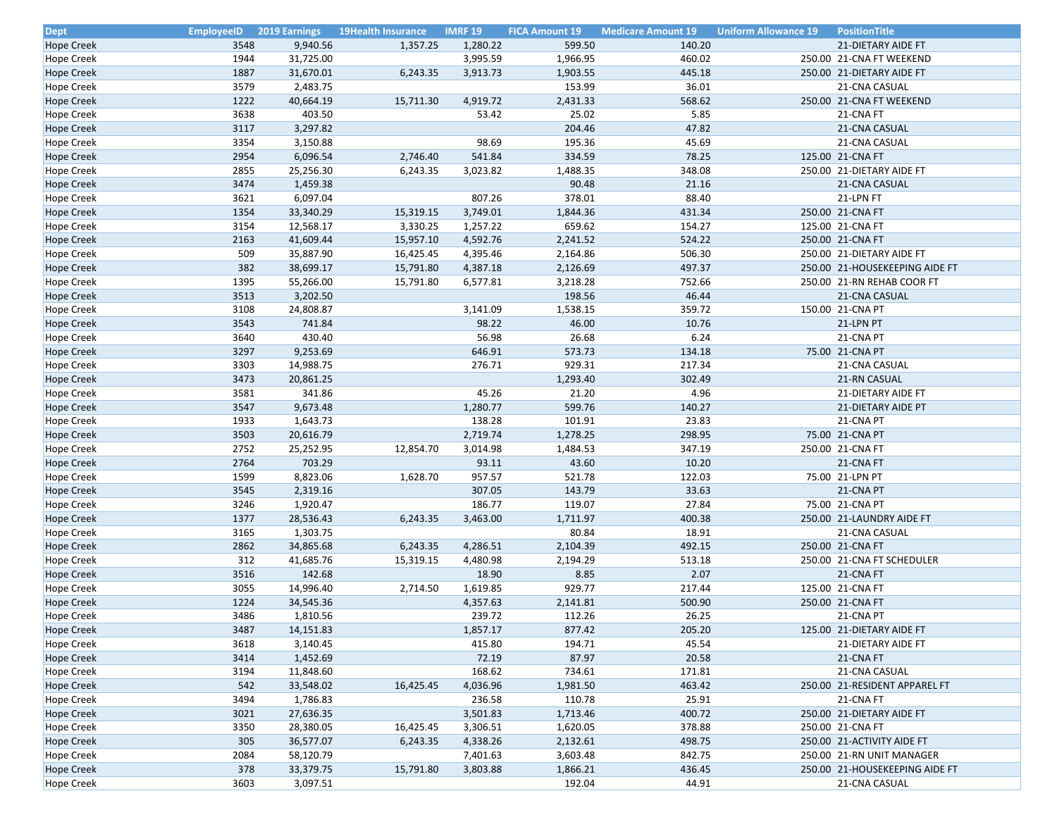| Dept | EmployeeID | 2019 Earnings | 19Health Insurance | IMRF 19 | FICA Amount 19 | Medicare Amount 19 | Uniform Allowance 19 | PositionTitle |
|---|---|---|---|---|---|---|---|---|
| Hope Creek | 3548 | 9,940.56 | 1,357.25 | 1,280.22 | 599.50 | 140.20 | | 21-DIETARY AIDE FT |
| Hope Creek | 1944 | 31,725.00 | | 3,995.59 | 1,966.95 | 460.02 | 250.00 | 21-CNA FT WEEKEND |
| Hope Creek | 1887 | 31,670.01 | 6,243.35 | 3,913.73 | 1,903.55 | 445.18 | 250.00 | 21-DIETARY AIDE FT |
| Hope Creek | 3579 | 2,483.75 | | | 153.99 | 36.01 | | 21-CNA CASUAL |
| Hope Creek | 1222 | 40,664.19 | 15,711.30 | 4,919.72 | 2,431.33 | 568.62 | 250.00 | 21-CNA FT WEEKEND |
| Hope Creek | 3638 | 403.50 | | 53.42 | 25.02 | 5.85 | | 21-CNA FT |
| Hope Creek | 3117 | 3,297.82 | | | 204.46 | 47.82 | | 21-CNA CASUAL |
| Hope Creek | 3354 | 3,150.88 | | 98.69 | 195.36 | 45.69 | | 21-CNA CASUAL |
| Hope Creek | 2954 | 6,096.54 | 2,746.40 | 541.84 | 334.59 | 78.25 | 125.00 | 21-CNA FT |
| Hope Creek | 2855 | 25,256.30 | 6,243.35 | 3,023.82 | 1,488.35 | 348.08 | 250.00 | 21-DIETARY AIDE FT |
| Hope Creek | 3474 | 1,459.38 | | | 90.48 | 21.16 | | 21-CNA CASUAL |
| Hope Creek | 3621 | 6,097.04 | | 807.26 | 378.01 | 88.40 | | 21-LPN FT |
| Hope Creek | 1354 | 33,340.29 | 15,319.15 | 3,749.01 | 1,844.36 | 431.34 | 250.00 | 21-CNA FT |
| Hope Creek | 3154 | 12,568.17 | 3,330.25 | 1,257.22 | 659.62 | 154.27 | 125.00 | 21-CNA FT |
| Hope Creek | 2163 | 41,609.44 | 15,957.10 | 4,592.76 | 2,241.52 | 524.22 | 250.00 | 21-CNA FT |
| Hope Creek | 509 | 35,887.90 | 16,425.45 | 4,395.46 | 2,164.86 | 506.30 | 250.00 | 21-DIETARY AIDE FT |
| Hope Creek | 382 | 38,699.17 | 15,791.80 | 4,387.18 | 2,126.69 | 497.37 | 250.00 | 21-HOUSEKEEPING AIDE FT |
| Hope Creek | 1395 | 55,266.00 | 15,791.80 | 6,577.81 | 3,218.28 | 752.66 | 250.00 | 21-RN REHAB COOR FT |
| Hope Creek | 3513 | 3,202.50 | | | 198.56 | 46.44 | | 21-CNA CASUAL |
| Hope Creek | 3108 | 24,808.87 | | 3,141.09 | 1,538.15 | 359.72 | 150.00 | 21-CNA PT |
| Hope Creek | 3543 | 741.84 | | 98.22 | 46.00 | 10.76 | | 21-LPN PT |
| Hope Creek | 3640 | 430.40 | | 56.98 | 26.68 | 6.24 | | 21-CNA PT |
| Hope Creek | 3297 | 9,253.69 | | 646.91 | 573.73 | 134.18 | 75.00 | 21-CNA PT |
| Hope Creek | 3303 | 14,988.75 | | 276.71 | 929.31 | 217.34 | | 21-CNA CASUAL |
| Hope Creek | 3473 | 20,861.25 | | | 1,293.40 | 302.49 | | 21-RN CASUAL |
| Hope Creek | 3581 | 341.86 | | 45.26 | 21.20 | 4.96 | | 21-DIETARY AIDE FT |
| Hope Creek | 3547 | 9,673.48 | | 1,280.77 | 599.76 | 140.27 | | 21-DIETARY AIDE PT |
| Hope Creek | 1933 | 1,643.73 | | 138.28 | 101.91 | 23.83 | | 21-CNA PT |
| Hope Creek | 3503 | 20,616.79 | | 2,719.74 | 1,278.25 | 298.95 | 75.00 | 21-CNA PT |
| Hope Creek | 2752 | 25,252.95 | 12,854.70 | 3,014.98 | 1,484.53 | 347.19 | 250.00 | 21-CNA FT |
| Hope Creek | 2764 | 703.29 | | 93.11 | 43.60 | 10.20 | | 21-CNA FT |
| Hope Creek | 1599 | 8,823.06 | 1,628.70 | 957.57 | 521.78 | 122.03 | 75.00 | 21-LPN PT |
| Hope Creek | 3545 | 2,319.16 | | 307.05 | 143.79 | 33.63 | | 21-CNA PT |
| Hope Creek | 3246 | 1,920.47 | | 186.77 | 119.07 | 27.84 | 75.00 | 21-CNA PT |
| Hope Creek | 1377 | 28,536.43 | 6,243.35 | 3,463.00 | 1,711.97 | 400.38 | 250.00 | 21-LAUNDRY AIDE FT |
| Hope Creek | 3165 | 1,303.75 | | | 80.84 | 18.91 | | 21-CNA CASUAL |
| Hope Creek | 2862 | 34,865.68 | 6,243.35 | 4,286.51 | 2,104.39 | 492.15 | 250.00 | 21-CNA FT |
| Hope Creek | 312 | 41,685.76 | 15,319.15 | 4,480.98 | 2,194.29 | 513.18 | 250.00 | 21-CNA FT SCHEDULER |
| Hope Creek | 3516 | 142.68 | | 18.90 | 8.85 | 2.07 | | 21-CNA FT |
| Hope Creek | 3055 | 14,996.40 | 2,714.50 | 1,619.85 | 929.77 | 217.44 | 125.00 | 21-CNA FT |
| Hope Creek | 1224 | 34,545.36 | | 4,357.63 | 2,141.81 | 500.90 | 250.00 | 21-CNA FT |
| Hope Creek | 3486 | 1,810.56 | | 239.72 | 112.26 | 26.25 | | 21-CNA PT |
| Hope Creek | 3487 | 14,151.83 | | 1,857.17 | 877.42 | 205.20 | 125.00 | 21-DIETARY AIDE FT |
| Hope Creek | 3618 | 3,140.45 | | 415.80 | 194.71 | 45.54 | | 21-DIETARY AIDE FT |
| Hope Creek | 3414 | 1,452.69 | | 72.19 | 87.97 | 20.58 | | 21-CNA FT |
| Hope Creek | 3194 | 11,848.60 | | 168.62 | 734.61 | 171.81 | | 21-CNA CASUAL |
| Hope Creek | 542 | 33,548.02 | 16,425.45 | 4,036.96 | 1,981.50 | 463.42 | 250.00 | 21-RESIDENT APPAREL FT |
| Hope Creek | 3494 | 1,786.83 | | 236.58 | 110.78 | 25.91 | | 21-CNA FT |
| Hope Creek | 3021 | 27,636.35 | | 3,501.83 | 1,713.46 | 400.72 | 250.00 | 21-DIETARY AIDE FT |
| Hope Creek | 3350 | 28,380.05 | 16,425.45 | 3,306.51 | 1,620.05 | 378.88 | 250.00 | 21-CNA FT |
| Hope Creek | 305 | 36,577.07 | 6,243.35 | 4,338.26 | 2,132.61 | 498.75 | 250.00 | 21-ACTIVITY AIDE FT |
| Hope Creek | 2084 | 58,120.79 | | 7,401.63 | 3,603.48 | 842.75 | 250.00 | 21-RN UNIT MANAGER |
| Hope Creek | 378 | 33,379.75 | 15,791.80 | 3,803.88 | 1,866.21 | 436.45 | 250.00 | 21-HOUSEKEEPING AIDE FT |
| Hope Creek | 3603 | 3,097.51 | | | 192.04 | 44.91 | | 21-CNA CASUAL |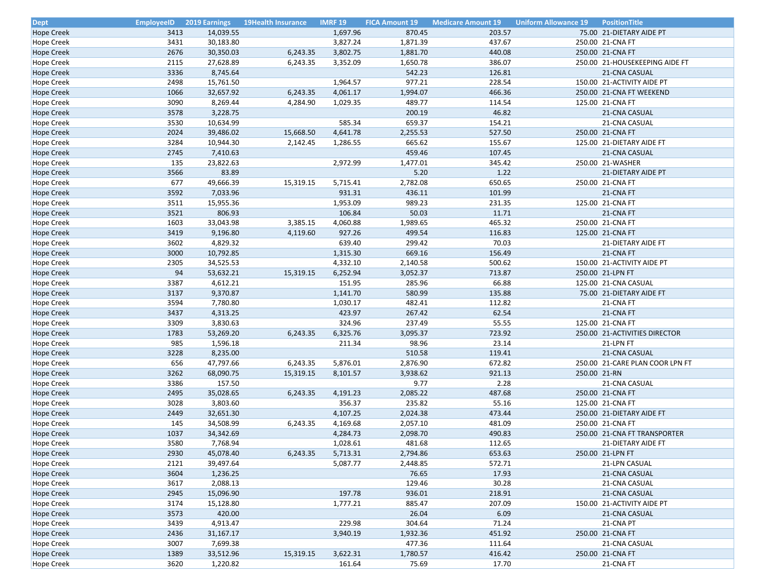| Dept | EmployeeID | 2019 Earnings | 19Health Insurance | IMRF 19 | FICA Amount 19 | Medicare Amount 19 | Uniform Allowance 19 | PositionTitle |
|---|---|---|---|---|---|---|---|---|
| Hope Creek | 3413 | 14,039.55 | | 1,697.96 | 870.45 | 203.57 | 75.00 | 21-DIETARY AIDE PT |
| Hope Creek | 3431 | 30,183.80 | | 3,827.24 | 1,871.39 | 437.67 | 250.00 | 21-CNA FT |
| Hope Creek | 2676 | 30,350.03 | 6,243.35 | 3,802.75 | 1,881.70 | 440.08 | 250.00 | 21-CNA FT |
| Hope Creek | 2115 | 27,628.89 | 6,243.35 | 3,352.09 | 1,650.78 | 386.07 | 250.00 | 21-HOUSEKEEPING AIDE FT |
| Hope Creek | 3336 | 8,745.64 | | | 542.23 | 126.81 | | 21-CNA CASUAL |
| Hope Creek | 2498 | 15,761.50 | | 1,964.57 | 977.21 | 228.54 | 150.00 | 21-ACTIVITY AIDE PT |
| Hope Creek | 1066 | 32,657.92 | 6,243.35 | 4,061.17 | 1,994.07 | 466.36 | 250.00 | 21-CNA FT WEEKEND |
| Hope Creek | 3090 | 8,269.44 | 4,284.90 | 1,029.35 | 489.77 | 114.54 | 125.00 | 21-CNA FT |
| Hope Creek | 3578 | 3,228.75 | | | 200.19 | 46.82 | | 21-CNA CASUAL |
| Hope Creek | 3530 | 10,634.99 | | 585.34 | 659.37 | 154.21 | | 21-CNA CASUAL |
| Hope Creek | 2024 | 39,486.02 | 15,668.50 | 4,641.78 | 2,255.53 | 527.50 | 250.00 | 21-CNA FT |
| Hope Creek | 3284 | 10,944.30 | 2,142.45 | 1,286.55 | 665.62 | 155.67 | 125.00 | 21-DIETARY AIDE FT |
| Hope Creek | 2745 | 7,410.63 | | | 459.46 | 107.45 | | 21-CNA CASUAL |
| Hope Creek | 135 | 23,822.63 | | 2,972.99 | 1,477.01 | 345.42 | 250.00 | 21-WASHER |
| Hope Creek | 3566 | 83.89 | | | 5.20 | 1.22 | | 21-DIETARY AIDE PT |
| Hope Creek | 677 | 49,666.39 | 15,319.15 | 5,715.41 | 2,782.08 | 650.65 | 250.00 | 21-CNA FT |
| Hope Creek | 3592 | 7,033.96 | | 931.31 | 436.11 | 101.99 | | 21-CNA FT |
| Hope Creek | 3511 | 15,955.36 | | 1,953.09 | 989.23 | 231.35 | 125.00 | 21-CNA FT |
| Hope Creek | 3521 | 806.93 | | 106.84 | 50.03 | 11.71 | | 21-CNA FT |
| Hope Creek | 1603 | 33,043.98 | 3,385.15 | 4,060.88 | 1,989.65 | 465.32 | 250.00 | 21-CNA FT |
| Hope Creek | 3419 | 9,196.80 | 4,119.60 | 927.26 | 499.54 | 116.83 | 125.00 | 21-CNA FT |
| Hope Creek | 3602 | 4,829.32 | | 639.40 | 299.42 | 70.03 | | 21-DIETARY AIDE FT |
| Hope Creek | 3000 | 10,792.85 | | 1,315.30 | 669.16 | 156.49 | | 21-CNA FT |
| Hope Creek | 2305 | 34,525.53 | | 4,332.10 | 2,140.58 | 500.62 | 150.00 | 21-ACTIVITY AIDE PT |
| Hope Creek | 94 | 53,632.21 | 15,319.15 | 6,252.94 | 3,052.37 | 713.87 | 250.00 | 21-LPN FT |
| Hope Creek | 3387 | 4,612.21 | | 151.95 | 285.96 | 66.88 | 125.00 | 21-CNA CASUAL |
| Hope Creek | 3137 | 9,370.87 | | 1,141.70 | 580.99 | 135.88 | 75.00 | 21-DIETARY AIDE FT |
| Hope Creek | 3594 | 7,780.80 | | 1,030.17 | 482.41 | 112.82 | | 21-CNA FT |
| Hope Creek | 3437 | 4,313.25 | | 423.97 | 267.42 | 62.54 | | 21-CNA FT |
| Hope Creek | 3309 | 3,830.63 | | 324.96 | 237.49 | 55.55 | 125.00 | 21-CNA FT |
| Hope Creek | 1783 | 53,269.20 | 6,243.35 | 6,325.76 | 3,095.37 | 723.92 | 250.00 | 21-ACTIVITIES DIRECTOR |
| Hope Creek | 985 | 1,596.18 | | 211.34 | 98.96 | 23.14 | | 21-LPN FT |
| Hope Creek | 3228 | 8,235.00 | | | 510.58 | 119.41 | | 21-CNA CASUAL |
| Hope Creek | 656 | 47,797.66 | 6,243.35 | 5,876.01 | 2,876.90 | 672.82 | 250.00 | 21-CARE PLAN COOR LPN FT |
| Hope Creek | 3262 | 68,090.75 | 15,319.15 | 8,101.57 | 3,938.62 | 921.13 | 250.00 | 21-RN |
| Hope Creek | 3386 | 157.50 | | | 9.77 | 2.28 | | 21-CNA CASUAL |
| Hope Creek | 2495 | 35,028.65 | 6,243.35 | 4,191.23 | 2,085.22 | 487.68 | 250.00 | 21-CNA FT |
| Hope Creek | 3028 | 3,803.60 | | 356.37 | 235.82 | 55.16 | 125.00 | 21-CNA FT |
| Hope Creek | 2449 | 32,651.30 | | 4,107.25 | 2,024.38 | 473.44 | 250.00 | 21-DIETARY AIDE FT |
| Hope Creek | 145 | 34,508.99 | 6,243.35 | 4,169.68 | 2,057.10 | 481.09 | 250.00 | 21-CNA FT |
| Hope Creek | 1037 | 34,342.69 | | 4,284.73 | 2,098.70 | 490.83 | 250.00 | 21-CNA FT TRANSPORTER |
| Hope Creek | 3580 | 7,768.94 | | 1,028.61 | 481.68 | 112.65 | | 21-DIETARY AIDE FT |
| Hope Creek | 2930 | 45,078.40 | 6,243.35 | 5,713.31 | 2,794.86 | 653.63 | 250.00 | 21-LPN FT |
| Hope Creek | 2121 | 39,497.64 | | 5,087.77 | 2,448.85 | 572.71 | | 21-LPN CASUAL |
| Hope Creek | 3604 | 1,236.25 | | | 76.65 | 17.93 | | 21-CNA CASUAL |
| Hope Creek | 3617 | 2,088.13 | | | 129.46 | 30.28 | | 21-CNA CASUAL |
| Hope Creek | 2945 | 15,096.90 | | 197.78 | 936.01 | 218.91 | | 21-CNA CASUAL |
| Hope Creek | 3174 | 15,128.80 | | 1,777.21 | 885.47 | 207.09 | 150.00 | 21-ACTIVITY AIDE PT |
| Hope Creek | 3573 | 420.00 | | | 26.04 | 6.09 | | 21-CNA CASUAL |
| Hope Creek | 3439 | 4,913.47 | | 229.98 | 304.64 | 71.24 | | 21-CNA PT |
| Hope Creek | 2436 | 31,167.17 | | 3,940.19 | 1,932.36 | 451.92 | 250.00 | 21-CNA FT |
| Hope Creek | 3007 | 7,699.38 | | | 477.36 | 111.64 | | 21-CNA CASUAL |
| Hope Creek | 1389 | 33,512.96 | 15,319.15 | 3,622.31 | 1,780.57 | 416.42 | 250.00 | 21-CNA FT |
| Hope Creek | 3620 | 1,220.82 | | 161.64 | 75.69 | 17.70 | | 21-CNA FT |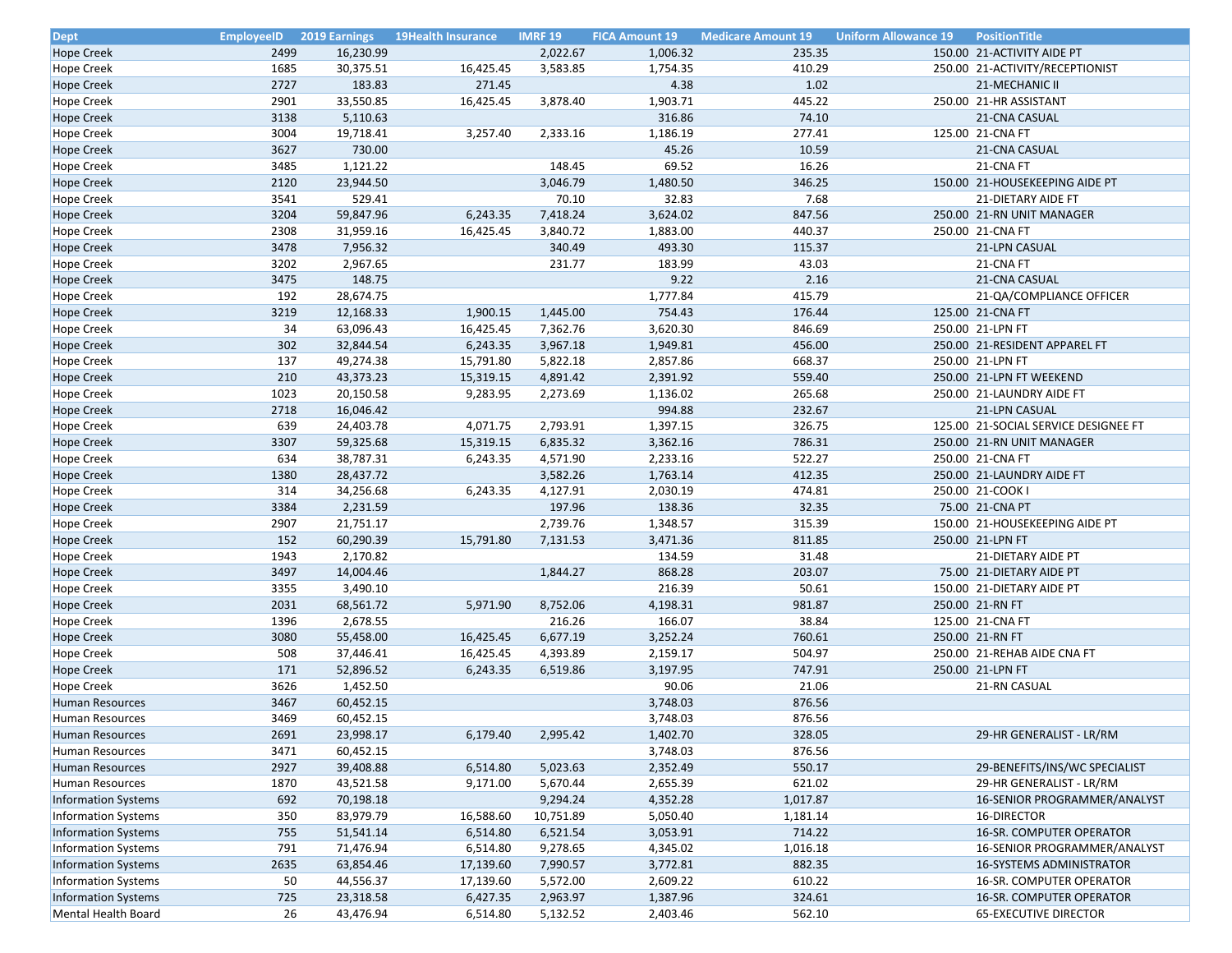| Dept | EmployeeID | 2019 Earnings | 19Health Insurance | IMRF 19 | FICA Amount 19 | Medicare Amount 19 | Uniform Allowance 19 | PositionTitle |
|---|---|---|---|---|---|---|---|---|
| Hope Creek | 2499 | 16,230.99 | | 2,022.67 | 1,006.32 | 235.35 | 150.00 | 21-ACTIVITY AIDE PT |
| Hope Creek | 1685 | 30,375.51 | 16,425.45 | 3,583.85 | 1,754.35 | 410.29 | 250.00 | 21-ACTIVITY/RECEPTIONIST |
| Hope Creek | 2727 | 183.83 | 271.45 | | 4.38 | 1.02 | | 21-MECHANIC II |
| Hope Creek | 2901 | 33,550.85 | 16,425.45 | 3,878.40 | 1,903.71 | 445.22 | 250.00 | 21-HR ASSISTANT |
| Hope Creek | 3138 | 5,110.63 | | | 316.86 | 74.10 | | 21-CNA CASUAL |
| Hope Creek | 3004 | 19,718.41 | 3,257.40 | 2,333.16 | 1,186.19 | 277.41 | 125.00 | 21-CNA FT |
| Hope Creek | 3627 | 730.00 | | | 45.26 | 10.59 | | 21-CNA CASUAL |
| Hope Creek | 3485 | 1,121.22 | | 148.45 | 69.52 | 16.26 | | 21-CNA FT |
| Hope Creek | 2120 | 23,944.50 | | 3,046.79 | 1,480.50 | 346.25 | 150.00 | 21-HOUSEKEEPING AIDE PT |
| Hope Creek | 3541 | 529.41 | | 70.10 | 32.83 | 7.68 | | 21-DIETARY AIDE FT |
| Hope Creek | 3204 | 59,847.96 | 6,243.35 | 7,418.24 | 3,624.02 | 847.56 | 250.00 | 21-RN UNIT MANAGER |
| Hope Creek | 2308 | 31,959.16 | 16,425.45 | 3,840.72 | 1,883.00 | 440.37 | 250.00 | 21-CNA FT |
| Hope Creek | 3478 | 7,956.32 | | 340.49 | 493.30 | 115.37 | | 21-LPN CASUAL |
| Hope Creek | 3202 | 2,967.65 | | 231.77 | 183.99 | 43.03 | | 21-CNA FT |
| Hope Creek | 3475 | 148.75 | | | 9.22 | 2.16 | | 21-CNA CASUAL |
| Hope Creek | 192 | 28,674.75 | | | 1,777.84 | 415.79 | | 21-QA/COMPLIANCE OFFICER |
| Hope Creek | 3219 | 12,168.33 | 1,900.15 | 1,445.00 | 754.43 | 176.44 | 125.00 | 21-CNA FT |
| Hope Creek | 34 | 63,096.43 | 16,425.45 | 7,362.76 | 3,620.30 | 846.69 | 250.00 | 21-LPN FT |
| Hope Creek | 302 | 32,844.54 | 6,243.35 | 3,967.18 | 1,949.81 | 456.00 | 250.00 | 21-RESIDENT APPAREL FT |
| Hope Creek | 137 | 49,274.38 | 15,791.80 | 5,822.18 | 2,857.86 | 668.37 | 250.00 | 21-LPN FT |
| Hope Creek | 210 | 43,373.23 | 15,319.15 | 4,891.42 | 2,391.92 | 559.40 | 250.00 | 21-LPN FT WEEKEND |
| Hope Creek | 1023 | 20,150.58 | 9,283.95 | 2,273.69 | 1,136.02 | 265.68 | 250.00 | 21-LAUNDRY AIDE FT |
| Hope Creek | 2718 | 16,046.42 | | | 994.88 | 232.67 | | 21-LPN CASUAL |
| Hope Creek | 639 | 24,403.78 | 4,071.75 | 2,793.91 | 1,397.15 | 326.75 | 125.00 | 21-SOCIAL SERVICE DESIGNEE FT |
| Hope Creek | 3307 | 59,325.68 | 15,319.15 | 6,835.32 | 3,362.16 | 786.31 | 250.00 | 21-RN UNIT MANAGER |
| Hope Creek | 634 | 38,787.31 | 6,243.35 | 4,571.90 | 2,233.16 | 522.27 | 250.00 | 21-CNA FT |
| Hope Creek | 1380 | 28,437.72 | | 3,582.26 | 1,763.14 | 412.35 | 250.00 | 21-LAUNDRY AIDE FT |
| Hope Creek | 314 | 34,256.68 | 6,243.35 | 4,127.91 | 2,030.19 | 474.81 | 250.00 | 21-COOK I |
| Hope Creek | 3384 | 2,231.59 | | 197.96 | 138.36 | 32.35 | 75.00 | 21-CNA PT |
| Hope Creek | 2907 | 21,751.17 | | 2,739.76 | 1,348.57 | 315.39 | 150.00 | 21-HOUSEKEEPING AIDE PT |
| Hope Creek | 152 | 60,290.39 | 15,791.80 | 7,131.53 | 3,471.36 | 811.85 | 250.00 | 21-LPN FT |
| Hope Creek | 1943 | 2,170.82 | | | 134.59 | 31.48 | | 21-DIETARY AIDE PT |
| Hope Creek | 3497 | 14,004.46 | | 1,844.27 | 868.28 | 203.07 | 75.00 | 21-DIETARY AIDE PT |
| Hope Creek | 3355 | 3,490.10 | | | 216.39 | 50.61 | 150.00 | 21-DIETARY AIDE PT |
| Hope Creek | 2031 | 68,561.72 | 5,971.90 | 8,752.06 | 4,198.31 | 981.87 | 250.00 | 21-RN FT |
| Hope Creek | 1396 | 2,678.55 | | 216.26 | 166.07 | 38.84 | 125.00 | 21-CNA FT |
| Hope Creek | 3080 | 55,458.00 | 16,425.45 | 6,677.19 | 3,252.24 | 760.61 | 250.00 | 21-RN FT |
| Hope Creek | 508 | 37,446.41 | 16,425.45 | 4,393.89 | 2,159.17 | 504.97 | 250.00 | 21-REHAB AIDE CNA FT |
| Hope Creek | 171 | 52,896.52 | 6,243.35 | 6,519.86 | 3,197.95 | 747.91 | 250.00 | 21-LPN FT |
| Hope Creek | 3626 | 1,452.50 | | | 90.06 | 21.06 | | 21-RN CASUAL |
| Human Resources | 3467 | 60,452.15 | | | 3,748.03 | 876.56 | | |
| Human Resources | 3469 | 60,452.15 | | | 3,748.03 | 876.56 | | |
| Human Resources | 2691 | 23,998.17 | 6,179.40 | 2,995.42 | 1,402.70 | 328.05 | | 29-HR GENERALIST - LR/RM |
| Human Resources | 3471 | 60,452.15 | | | 3,748.03 | 876.56 | | |
| Human Resources | 2927 | 39,408.88 | 6,514.80 | 5,023.63 | 2,352.49 | 550.17 | | 29-BENEFITS/INS/WC SPECIALIST |
| Human Resources | 1870 | 43,521.58 | 9,171.00 | 5,670.44 | 2,655.39 | 621.02 | | 29-HR GENERALIST - LR/RM |
| Information Systems | 692 | 70,198.18 | | 9,294.24 | 4,352.28 | 1,017.87 | | 16-SENIOR PROGRAMMER/ANALYST |
| Information Systems | 350 | 83,979.79 | 16,588.60 | 10,751.89 | 5,050.40 | 1,181.14 | | 16-DIRECTOR |
| Information Systems | 755 | 51,541.14 | 6,514.80 | 6,521.54 | 3,053.91 | 714.22 | | 16-SR. COMPUTER OPERATOR |
| Information Systems | 791 | 71,476.94 | 6,514.80 | 9,278.65 | 4,345.02 | 1,016.18 | | 16-SENIOR PROGRAMMER/ANALYST |
| Information Systems | 2635 | 63,854.46 | 17,139.60 | 7,990.57 | 3,772.81 | 882.35 | | 16-SYSTEMS ADMINISTRATOR |
| Information Systems | 50 | 44,556.37 | 17,139.60 | 5,572.00 | 2,609.22 | 610.22 | | 16-SR. COMPUTER OPERATOR |
| Information Systems | 725 | 23,318.58 | 6,427.35 | 2,963.97 | 1,387.96 | 324.61 | | 16-SR. COMPUTER OPERATOR |
| Mental Health Board | 26 | 43,476.94 | 6,514.80 | 5,132.52 | 2,403.46 | 562.10 | | 65-EXECUTIVE DIRECTOR |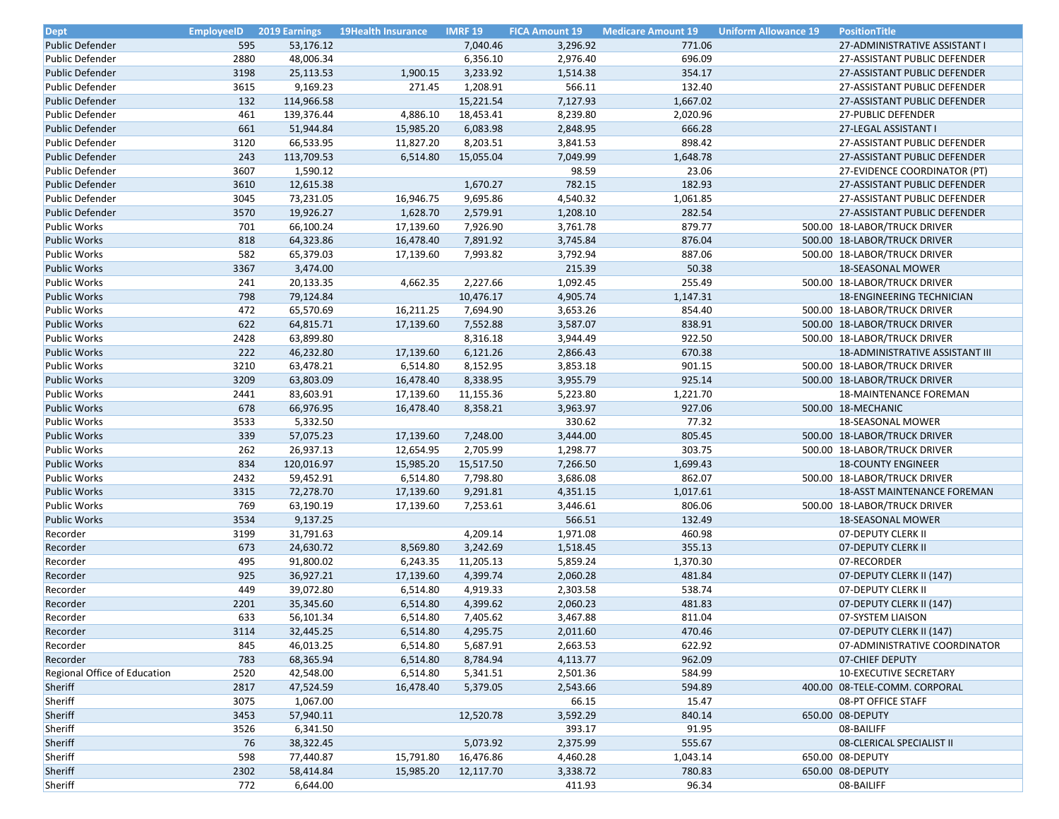| Dept | EmployeeID | 2019 Earnings | 19Health Insurance | IMRF 19 | FICA Amount 19 | Medicare Amount 19 | Uniform Allowance 19 | PositionTitle |
|---|---|---|---|---|---|---|---|---|
| Public Defender | 595 | 53,176.12 | | 7,040.46 | 3,296.92 | 771.06 | | 27-ADMINISTRATIVE ASSISTANT I |
| Public Defender | 2880 | 48,006.34 | | 6,356.10 | 2,976.40 | 696.09 | | 27-ASSISTANT PUBLIC DEFENDER |
| Public Defender | 3198 | 25,113.53 | 1,900.15 | 3,233.92 | 1,514.38 | 354.17 | | 27-ASSISTANT PUBLIC DEFENDER |
| Public Defender | 3615 | 9,169.23 | 271.45 | 1,208.91 | 566.11 | 132.40 | | 27-ASSISTANT PUBLIC DEFENDER |
| Public Defender | 132 | 114,966.58 | | 15,221.54 | 7,127.93 | 1,667.02 | | 27-ASSISTANT PUBLIC DEFENDER |
| Public Defender | 461 | 139,376.44 | 4,886.10 | 18,453.41 | 8,239.80 | 2,020.96 | | 27-PUBLIC DEFENDER |
| Public Defender | 661 | 51,944.84 | 15,985.20 | 6,083.98 | 2,848.95 | 666.28 | | 27-LEGAL ASSISTANT I |
| Public Defender | 3120 | 66,533.95 | 11,827.20 | 8,203.51 | 3,841.53 | 898.42 | | 27-ASSISTANT PUBLIC DEFENDER |
| Public Defender | 243 | 113,709.53 | 6,514.80 | 15,055.04 | 7,049.99 | 1,648.78 | | 27-ASSISTANT PUBLIC DEFENDER |
| Public Defender | 3607 | 1,590.12 | | | 98.59 | 23.06 | | 27-EVIDENCE COORDINATOR (PT) |
| Public Defender | 3610 | 12,615.38 | | 1,670.27 | 782.15 | 182.93 | | 27-ASSISTANT PUBLIC DEFENDER |
| Public Defender | 3045 | 73,231.05 | 16,946.75 | 9,695.86 | 4,540.32 | 1,061.85 | | 27-ASSISTANT PUBLIC DEFENDER |
| Public Defender | 3570 | 19,926.27 | 1,628.70 | 2,579.91 | 1,208.10 | 282.54 | | 27-ASSISTANT PUBLIC DEFENDER |
| Public Works | 701 | 66,100.24 | 17,139.60 | 7,926.90 | 3,761.78 | 879.77 | 500.00 | 18-LABOR/TRUCK DRIVER |
| Public Works | 818 | 64,323.86 | 16,478.40 | 7,891.92 | 3,745.84 | 876.04 | 500.00 | 18-LABOR/TRUCK DRIVER |
| Public Works | 582 | 65,379.03 | 17,139.60 | 7,993.82 | 3,792.94 | 887.06 | 500.00 | 18-LABOR/TRUCK DRIVER |
| Public Works | 3367 | 3,474.00 | | | 215.39 | 50.38 | | 18-SEASONAL MOWER |
| Public Works | 241 | 20,133.35 | 4,662.35 | 2,227.66 | 1,092.45 | 255.49 | 500.00 | 18-LABOR/TRUCK DRIVER |
| Public Works | 798 | 79,124.84 | | 10,476.17 | 4,905.74 | 1,147.31 | | 18-ENGINEERING TECHNICIAN |
| Public Works | 472 | 65,570.69 | 16,211.25 | 7,694.90 | 3,653.26 | 854.40 | 500.00 | 18-LABOR/TRUCK DRIVER |
| Public Works | 622 | 64,815.71 | 17,139.60 | 7,552.88 | 3,587.07 | 838.91 | 500.00 | 18-LABOR/TRUCK DRIVER |
| Public Works | 2428 | 63,899.80 | | 8,316.18 | 3,944.49 | 922.50 | 500.00 | 18-LABOR/TRUCK DRIVER |
| Public Works | 222 | 46,232.80 | 17,139.60 | 6,121.26 | 2,866.43 | 670.38 | | 18-ADMINISTRATIVE ASSISTANT III |
| Public Works | 3210 | 63,478.21 | 6,514.80 | 8,152.95 | 3,853.18 | 901.15 | 500.00 | 18-LABOR/TRUCK DRIVER |
| Public Works | 3209 | 63,803.09 | 16,478.40 | 8,338.95 | 3,955.79 | 925.14 | 500.00 | 18-LABOR/TRUCK DRIVER |
| Public Works | 2441 | 83,603.91 | 17,139.60 | 11,155.36 | 5,223.80 | 1,221.70 | | 18-MAINTENANCE FOREMAN |
| Public Works | 678 | 66,976.95 | 16,478.40 | 8,358.21 | 3,963.97 | 927.06 | 500.00 | 18-MECHANIC |
| Public Works | 3533 | 5,332.50 | | | 330.62 | 77.32 | | 18-SEASONAL MOWER |
| Public Works | 339 | 57,075.23 | 17,139.60 | 7,248.00 | 3,444.00 | 805.45 | 500.00 | 18-LABOR/TRUCK DRIVER |
| Public Works | 262 | 26,937.13 | 12,654.95 | 2,705.99 | 1,298.77 | 303.75 | 500.00 | 18-LABOR/TRUCK DRIVER |
| Public Works | 834 | 120,016.97 | 15,985.20 | 15,517.50 | 7,266.50 | 1,699.43 | | 18-COUNTY ENGINEER |
| Public Works | 2432 | 59,452.91 | 6,514.80 | 7,798.80 | 3,686.08 | 862.07 | 500.00 | 18-LABOR/TRUCK DRIVER |
| Public Works | 3315 | 72,278.70 | 17,139.60 | 9,291.81 | 4,351.15 | 1,017.61 | | 18-ASST MAINTENANCE FOREMAN |
| Public Works | 769 | 63,190.19 | 17,139.60 | 7,253.61 | 3,446.61 | 806.06 | 500.00 | 18-LABOR/TRUCK DRIVER |
| Public Works | 3534 | 9,137.25 | | | 566.51 | 132.49 | | 18-SEASONAL MOWER |
| Recorder | 3199 | 31,791.63 | | 4,209.14 | 1,971.08 | 460.98 | | 07-DEPUTY CLERK II |
| Recorder | 673 | 24,630.72 | 8,569.80 | 3,242.69 | 1,518.45 | 355.13 | | 07-DEPUTY CLERK II |
| Recorder | 495 | 91,800.02 | 6,243.35 | 11,205.13 | 5,859.24 | 1,370.30 | | 07-RECORDER |
| Recorder | 925 | 36,927.21 | 17,139.60 | 4,399.74 | 2,060.28 | 481.84 | | 07-DEPUTY CLERK II (147) |
| Recorder | 449 | 39,072.80 | 6,514.80 | 4,919.33 | 2,303.58 | 538.74 | | 07-DEPUTY CLERK II |
| Recorder | 2201 | 35,345.60 | 6,514.80 | 4,399.62 | 2,060.23 | 481.83 | | 07-DEPUTY CLERK II (147) |
| Recorder | 633 | 56,101.34 | 6,514.80 | 7,405.62 | 3,467.88 | 811.04 | | 07-SYSTEM LIAISON |
| Recorder | 3114 | 32,445.25 | 6,514.80 | 4,295.75 | 2,011.60 | 470.46 | | 07-DEPUTY CLERK II (147) |
| Recorder | 845 | 46,013.25 | 6,514.80 | 5,687.91 | 2,663.53 | 622.92 | | 07-ADMINISTRATIVE COORDINATOR |
| Recorder | 783 | 68,365.94 | 6,514.80 | 8,784.94 | 4,113.77 | 962.09 | | 07-CHIEF DEPUTY |
| Regional Office of Education | 2520 | 42,548.00 | 6,514.80 | 5,341.51 | 2,501.36 | 584.99 | | 10-EXECUTIVE SECRETARY |
| Sheriff | 2817 | 47,524.59 | 16,478.40 | 5,379.05 | 2,543.66 | 594.89 | 400.00 | 08-TELE-COMM. CORPORAL |
| Sheriff | 3075 | 1,067.00 | | | 66.15 | 15.47 | | 08-PT OFFICE STAFF |
| Sheriff | 3453 | 57,940.11 | | 12,520.78 | 3,592.29 | 840.14 | 650.00 | 08-DEPUTY |
| Sheriff | 3526 | 6,341.50 | | | 393.17 | 91.95 | | 08-BAILIFF |
| Sheriff | 76 | 38,322.45 | | 5,073.92 | 2,375.99 | 555.67 | | 08-CLERICAL SPECIALIST II |
| Sheriff | 598 | 77,440.87 | 15,791.80 | 16,476.86 | 4,460.28 | 1,043.14 | 650.00 | 08-DEPUTY |
| Sheriff | 2302 | 58,414.84 | 15,985.20 | 12,117.70 | 3,338.72 | 780.83 | 650.00 | 08-DEPUTY |
| Sheriff | 772 | 6,644.00 | | | 411.93 | 96.34 | | 08-BAILIFF |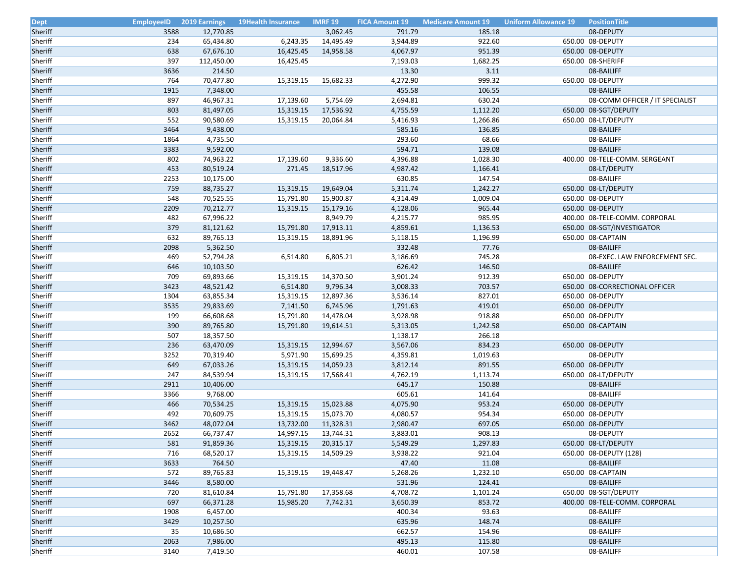| Dept | EmployeeID | 2019 Earnings | 19Health Insurance | IMRF 19 | FICA Amount 19 | Medicare Amount 19 | Uniform Allowance 19 | PositionTitle |
|---|---|---|---|---|---|---|---|---|
| Sheriff | 3588 | 12,770.85 | | 3,062.45 | 791.79 | 185.18 | | 08-DEPUTY |
| Sheriff | 234 | 65,434.80 | 6,243.35 | 14,495.49 | 3,944.89 | 922.60 | 650.00 | 08-DEPUTY |
| Sheriff | 638 | 67,676.10 | 16,425.45 | 14,958.58 | 4,067.97 | 951.39 | 650.00 | 08-DEPUTY |
| Sheriff | 397 | 112,450.00 | 16,425.45 | | 7,193.03 | 1,682.25 | 650.00 | 08-SHERIFF |
| Sheriff | 3636 | 214.50 | | | 13.30 | 3.11 | | 08-BAILIFF |
| Sheriff | 764 | 70,477.80 | 15,319.15 | 15,682.33 | 4,272.90 | 999.32 | 650.00 | 08-DEPUTY |
| Sheriff | 1915 | 7,348.00 | | | 455.58 | 106.55 | | 08-BAILIFF |
| Sheriff | 897 | 46,967.31 | 17,139.60 | 5,754.69 | 2,694.81 | 630.24 | | 08-COMM OFFICER / IT SPECIALIST |
| Sheriff | 803 | 81,497.05 | 15,319.15 | 17,536.92 | 4,755.59 | 1,112.20 | 650.00 | 08-SGT/DEPUTY |
| Sheriff | 552 | 90,580.69 | 15,319.15 | 20,064.84 | 5,416.93 | 1,266.86 | 650.00 | 08-LT/DEPUTY |
| Sheriff | 3464 | 9,438.00 | | | 585.16 | 136.85 | | 08-BAILIFF |
| Sheriff | 1864 | 4,735.50 | | | 293.60 | 68.66 | | 08-BAILIFF |
| Sheriff | 3383 | 9,592.00 | | | 594.71 | 139.08 | | 08-BAILIFF |
| Sheriff | 802 | 74,963.22 | 17,139.60 | 9,336.60 | 4,396.88 | 1,028.30 | 400.00 | 08-TELE-COMM. SERGEANT |
| Sheriff | 453 | 80,519.24 | 271.45 | 18,517.96 | 4,987.42 | 1,166.41 | | 08-LT/DEPUTY |
| Sheriff | 2253 | 10,175.00 | | | 630.85 | 147.54 | | 08-BAILIFF |
| Sheriff | 759 | 88,735.27 | 15,319.15 | 19,649.04 | 5,311.74 | 1,242.27 | 650.00 | 08-LT/DEPUTY |
| Sheriff | 548 | 70,525.55 | 15,791.80 | 15,900.87 | 4,314.49 | 1,009.04 | 650.00 | 08-DEPUTY |
| Sheriff | 2209 | 70,212.77 | 15,319.15 | 15,179.16 | 4,128.06 | 965.44 | 650.00 | 08-DEPUTY |
| Sheriff | 482 | 67,996.22 | | 8,949.79 | 4,215.77 | 985.95 | 400.00 | 08-TELE-COMM. CORPORAL |
| Sheriff | 379 | 81,121.62 | 15,791.80 | 17,913.11 | 4,859.61 | 1,136.53 | 650.00 | 08-SGT/INVESTIGATOR |
| Sheriff | 632 | 89,765.13 | 15,319.15 | 18,891.96 | 5,118.15 | 1,196.99 | 650.00 | 08-CAPTAIN |
| Sheriff | 2098 | 5,362.50 | | | 332.48 | 77.76 | | 08-BAILIFF |
| Sheriff | 469 | 52,794.28 | 6,514.80 | 6,805.21 | 3,186.69 | 745.28 | | 08-EXEC. LAW ENFORCEMENT SEC. |
| Sheriff | 646 | 10,103.50 | | | 626.42 | 146.50 | | 08-BAILIFF |
| Sheriff | 709 | 69,893.66 | 15,319.15 | 14,370.50 | 3,901.24 | 912.39 | 650.00 | 08-DEPUTY |
| Sheriff | 3423 | 48,521.42 | 6,514.80 | 9,796.34 | 3,008.33 | 703.57 | 650.00 | 08-CORRECTIONAL OFFICER |
| Sheriff | 1304 | 63,855.34 | 15,319.15 | 12,897.36 | 3,536.14 | 827.01 | 650.00 | 08-DEPUTY |
| Sheriff | 3535 | 29,833.69 | 7,141.50 | 6,745.96 | 1,791.63 | 419.01 | 650.00 | 08-DEPUTY |
| Sheriff | 199 | 66,608.68 | 15,791.80 | 14,478.04 | 3,928.98 | 918.88 | 650.00 | 08-DEPUTY |
| Sheriff | 390 | 89,765.80 | 15,791.80 | 19,614.51 | 5,313.05 | 1,242.58 | 650.00 | 08-CAPTAIN |
| Sheriff | 507 | 18,357.50 | | | 1,138.17 | 266.18 | | |
| Sheriff | 236 | 63,470.09 | 15,319.15 | 12,994.67 | 3,567.06 | 834.23 | 650.00 | 08-DEPUTY |
| Sheriff | 3252 | 70,319.40 | 5,971.90 | 15,699.25 | 4,359.81 | 1,019.63 | | 08-DEPUTY |
| Sheriff | 649 | 67,033.26 | 15,319.15 | 14,059.23 | 3,812.14 | 891.55 | 650.00 | 08-DEPUTY |
| Sheriff | 247 | 84,539.94 | 15,319.15 | 17,568.41 | 4,762.19 | 1,113.74 | 650.00 | 08-LT/DEPUTY |
| Sheriff | 2911 | 10,406.00 | | | 645.17 | 150.88 | | 08-BAILIFF |
| Sheriff | 3366 | 9,768.00 | | | 605.61 | 141.64 | | 08-BAILIFF |
| Sheriff | 466 | 70,534.25 | 15,319.15 | 15,023.88 | 4,075.90 | 953.24 | 650.00 | 08-DEPUTY |
| Sheriff | 492 | 70,609.75 | 15,319.15 | 15,073.70 | 4,080.57 | 954.34 | 650.00 | 08-DEPUTY |
| Sheriff | 3462 | 48,072.04 | 13,732.00 | 11,328.31 | 2,980.47 | 697.05 | 650.00 | 08-DEPUTY |
| Sheriff | 2652 | 66,737.47 | 14,997.15 | 13,744.31 | 3,883.01 | 908.13 | | 08-DEPUTY |
| Sheriff | 581 | 91,859.36 | 15,319.15 | 20,315.17 | 5,549.29 | 1,297.83 | 650.00 | 08-LT/DEPUTY |
| Sheriff | 716 | 68,520.17 | 15,319.15 | 14,509.29 | 3,938.22 | 921.04 | 650.00 | 08-DEPUTY (128) |
| Sheriff | 3633 | 764.50 | | | 47.40 | 11.08 | | 08-BAILIFF |
| Sheriff | 572 | 89,765.83 | 15,319.15 | 19,448.47 | 5,268.26 | 1,232.10 | 650.00 | 08-CAPTAIN |
| Sheriff | 3446 | 8,580.00 | | | 531.96 | 124.41 | | 08-BAILIFF |
| Sheriff | 720 | 81,610.84 | 15,791.80 | 17,358.68 | 4,708.72 | 1,101.24 | 650.00 | 08-SGT/DEPUTY |
| Sheriff | 697 | 66,371.28 | 15,985.20 | 7,742.31 | 3,650.39 | 853.72 | 400.00 | 08-TELE-COMM. CORPORAL |
| Sheriff | 1908 | 6,457.00 | | | 400.34 | 93.63 | | 08-BAILIFF |
| Sheriff | 3429 | 10,257.50 | | | 635.96 | 148.74 | | 08-BAILIFF |
| Sheriff | 35 | 10,686.50 | | | 662.57 | 154.96 | | 08-BAILIFF |
| Sheriff | 2063 | 7,986.00 | | | 495.13 | 115.80 | | 08-BAILIFF |
| Sheriff | 3140 | 7,419.50 | | | 460.01 | 107.58 | | 08-BAILIFF |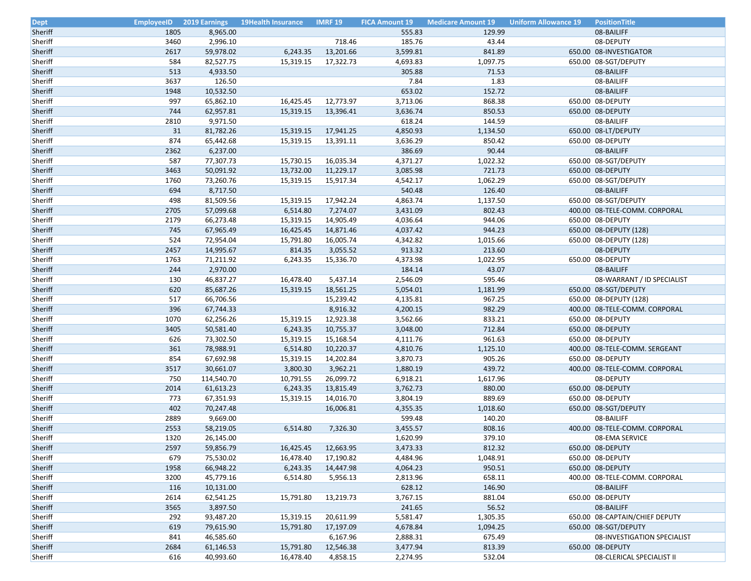| Dept | EmployeeID | 2019 Earnings | 19Health Insurance | IMRF 19 | FICA Amount 19 | Medicare Amount 19 | Uniform Allowance 19 | PositionTitle |
|---|---|---|---|---|---|---|---|---|
| Sheriff | 1805 | 8,965.00 | | | 555.83 | 129.99 | | 08-BAILIFF |
| Sheriff | 3460 | 2,996.10 | | 718.46 | 185.76 | 43.44 | | 08-DEPUTY |
| Sheriff | 2617 | 59,978.02 | 6,243.35 | 13,201.66 | 3,599.81 | 841.89 | 650.00 | 08-INVESTIGATOR |
| Sheriff | 584 | 82,527.75 | 15,319.15 | 17,322.73 | 4,693.83 | 1,097.75 | 650.00 | 08-SGT/DEPUTY |
| Sheriff | 513 | 4,933.50 | | | 305.88 | 71.53 | | 08-BAILIFF |
| Sheriff | 3637 | 126.50 | | | 7.84 | 1.83 | | 08-BAILIFF |
| Sheriff | 1948 | 10,532.50 | | | 653.02 | 152.72 | | 08-BAILIFF |
| Sheriff | 997 | 65,862.10 | 16,425.45 | 12,773.97 | 3,713.06 | 868.38 | 650.00 | 08-DEPUTY |
| Sheriff | 744 | 62,957.81 | 15,319.15 | 13,396.41 | 3,636.74 | 850.53 | 650.00 | 08-DEPUTY |
| Sheriff | 2810 | 9,971.50 | | | 618.24 | 144.59 | | 08-BAILIFF |
| Sheriff | 31 | 81,782.26 | 15,319.15 | 17,941.25 | 4,850.93 | 1,134.50 | 650.00 | 08-LT/DEPUTY |
| Sheriff | 874 | 65,442.68 | 15,319.15 | 13,391.11 | 3,636.29 | 850.42 | 650.00 | 08-DEPUTY |
| Sheriff | 2362 | 6,237.00 | | | 386.69 | 90.44 | | 08-BAILIFF |
| Sheriff | 587 | 77,307.73 | 15,730.15 | 16,035.34 | 4,371.27 | 1,022.32 | 650.00 | 08-SGT/DEPUTY |
| Sheriff | 3463 | 50,091.92 | 13,732.00 | 11,229.17 | 3,085.98 | 721.73 | 650.00 | 08-DEPUTY |
| Sheriff | 1760 | 73,260.76 | 15,319.15 | 15,917.34 | 4,542.17 | 1,062.29 | 650.00 | 08-SGT/DEPUTY |
| Sheriff | 694 | 8,717.50 | | | 540.48 | 126.40 | | 08-BAILIFF |
| Sheriff | 498 | 81,509.56 | 15,319.15 | 17,942.24 | 4,863.74 | 1,137.50 | 650.00 | 08-SGT/DEPUTY |
| Sheriff | 2705 | 57,099.68 | 6,514.80 | 7,274.07 | 3,431.09 | 802.43 | 400.00 | 08-TELE-COMM. CORPORAL |
| Sheriff | 2179 | 66,273.48 | 15,319.15 | 14,905.49 | 4,036.64 | 944.06 | 650.00 | 08-DEPUTY |
| Sheriff | 745 | 67,965.49 | 16,425.45 | 14,871.46 | 4,037.42 | 944.23 | 650.00 | 08-DEPUTY (128) |
| Sheriff | 524 | 72,954.04 | 15,791.80 | 16,005.74 | 4,342.82 | 1,015.66 | 650.00 | 08-DEPUTY (128) |
| Sheriff | 2457 | 14,995.67 | 814.35 | 3,055.52 | 913.32 | 213.60 | | 08-DEPUTY |
| Sheriff | 1763 | 71,211.92 | 6,243.35 | 15,336.70 | 4,373.98 | 1,022.95 | 650.00 | 08-DEPUTY |
| Sheriff | 244 | 2,970.00 | | | 184.14 | 43.07 | | 08-BAILIFF |
| Sheriff | 130 | 46,837.27 | 16,478.40 | 5,437.14 | 2,546.09 | 595.46 | | 08-WARRANT / ID SPECIALIST |
| Sheriff | 620 | 85,687.26 | 15,319.15 | 18,561.25 | 5,054.01 | 1,181.99 | 650.00 | 08-SGT/DEPUTY |
| Sheriff | 517 | 66,706.56 | | 15,239.42 | 4,135.81 | 967.25 | 650.00 | 08-DEPUTY (128) |
| Sheriff | 396 | 67,744.33 | | 8,916.32 | 4,200.15 | 982.29 | 400.00 | 08-TELE-COMM. CORPORAL |
| Sheriff | 1070 | 62,256.26 | 15,319.15 | 12,923.38 | 3,562.66 | 833.21 | 650.00 | 08-DEPUTY |
| Sheriff | 3405 | 50,581.40 | 6,243.35 | 10,755.37 | 3,048.00 | 712.84 | 650.00 | 08-DEPUTY |
| Sheriff | 626 | 73,302.50 | 15,319.15 | 15,168.54 | 4,111.76 | 961.63 | 650.00 | 08-DEPUTY |
| Sheriff | 361 | 78,988.91 | 6,514.80 | 10,220.37 | 4,810.76 | 1,125.10 | 400.00 | 08-TELE-COMM. SERGEANT |
| Sheriff | 854 | 67,692.98 | 15,319.15 | 14,202.84 | 3,870.73 | 905.26 | 650.00 | 08-DEPUTY |
| Sheriff | 3517 | 30,661.07 | 3,800.30 | 3,962.21 | 1,880.19 | 439.72 | 400.00 | 08-TELE-COMM. CORPORAL |
| Sheriff | 750 | 114,540.70 | 10,791.55 | 26,099.72 | 6,918.21 | 1,617.96 | | 08-DEPUTY |
| Sheriff | 2014 | 61,613.23 | 6,243.35 | 13,815.49 | 3,762.73 | 880.00 | 650.00 | 08-DEPUTY |
| Sheriff | 773 | 67,351.93 | 15,319.15 | 14,016.70 | 3,804.19 | 889.69 | 650.00 | 08-DEPUTY |
| Sheriff | 402 | 70,247.48 | | 16,006.81 | 4,355.35 | 1,018.60 | 650.00 | 08-SGT/DEPUTY |
| Sheriff | 2889 | 9,669.00 | | | 599.48 | 140.20 | | 08-BAILIFF |
| Sheriff | 2553 | 58,219.05 | 6,514.80 | 7,326.30 | 3,455.57 | 808.16 | 400.00 | 08-TELE-COMM. CORPORAL |
| Sheriff | 1320 | 26,145.00 | | | 1,620.99 | 379.10 | | 08-EMA SERVICE |
| Sheriff | 2597 | 59,856.79 | 16,425.45 | 12,663.95 | 3,473.33 | 812.32 | 650.00 | 08-DEPUTY |
| Sheriff | 679 | 75,530.02 | 16,478.40 | 17,190.82 | 4,484.96 | 1,048.91 | 650.00 | 08-DEPUTY |
| Sheriff | 1958 | 66,948.22 | 6,243.35 | 14,447.98 | 4,064.23 | 950.51 | 650.00 | 08-DEPUTY |
| Sheriff | 3200 | 45,779.16 | 6,514.80 | 5,956.13 | 2,813.96 | 658.11 | 400.00 | 08-TELE-COMM. CORPORAL |
| Sheriff | 116 | 10,131.00 | | | 628.12 | 146.90 | | 08-BAILIFF |
| Sheriff | 2614 | 62,541.25 | 15,791.80 | 13,219.73 | 3,767.15 | 881.04 | 650.00 | 08-DEPUTY |
| Sheriff | 3565 | 3,897.50 | | | 241.65 | 56.52 | | 08-BAILIFF |
| Sheriff | 292 | 93,487.20 | 15,319.15 | 20,611.99 | 5,581.47 | 1,305.35 | 650.00 | 08-CAPTAIN/CHIEF DEPUTY |
| Sheriff | 619 | 79,615.90 | 15,791.80 | 17,197.09 | 4,678.84 | 1,094.25 | 650.00 | 08-SGT/DEPUTY |
| Sheriff | 841 | 46,585.60 | | 6,167.96 | 2,888.31 | 675.49 | | 08-INVESTIGATION SPECIALIST |
| Sheriff | 2684 | 61,146.53 | 15,791.80 | 12,546.38 | 3,477.94 | 813.39 | 650.00 | 08-DEPUTY |
| Sheriff | 616 | 40,993.60 | 16,478.40 | 4,858.15 | 2,274.95 | 532.04 | | 08-CLERICAL SPECIALIST II |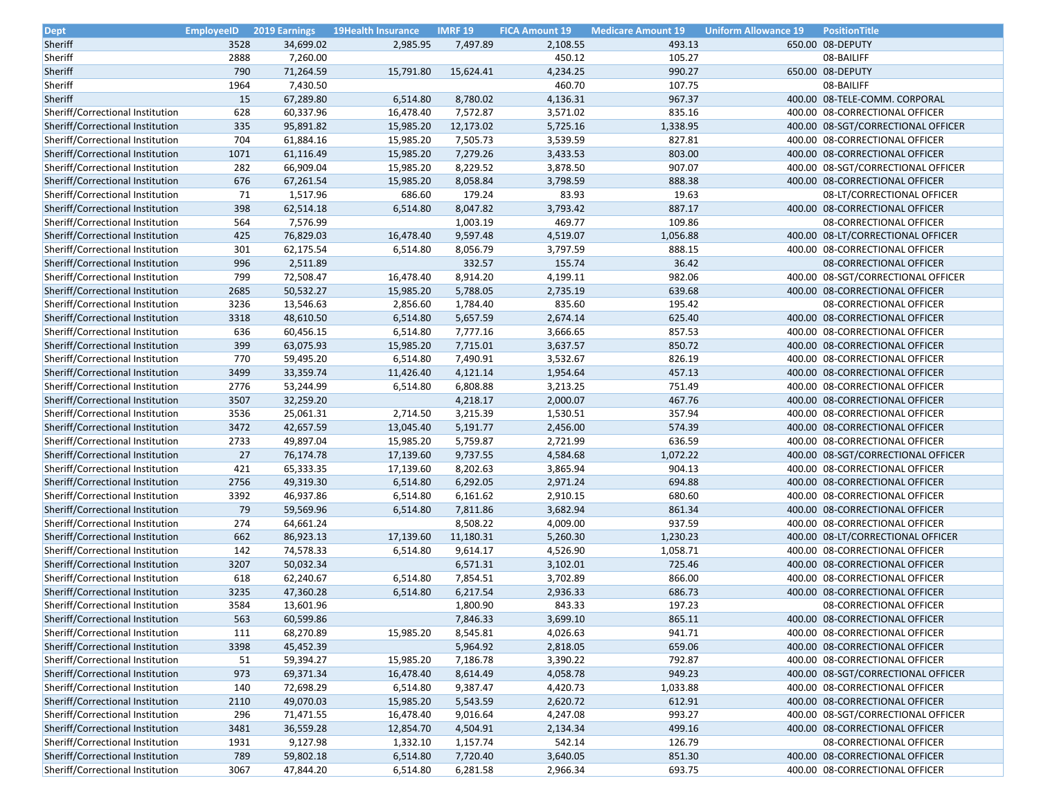| Dept | EmployeeID | 2019 Earnings | 19Health Insurance | IMRF 19 | FICA Amount 19 | Medicare Amount 19 | Uniform Allowance 19 | PositionTitle |
|---|---|---|---|---|---|---|---|---|
| Sheriff | 3528 | 34,699.02 | 2,985.95 | 7,497.89 | 2,108.55 | 493.13 | 650.00 | 08-DEPUTY |
| Sheriff | 2888 | 7,260.00 | | | 450.12 | 105.27 | | 08-BAILIFF |
| Sheriff | 790 | 71,264.59 | 15,791.80 | 15,624.41 | 4,234.25 | 990.27 | 650.00 | 08-DEPUTY |
| Sheriff | 1964 | 7,430.50 | | | 460.70 | 107.75 | | 08-BAILIFF |
| Sheriff | 15 | 67,289.80 | 6,514.80 | 8,780.02 | 4,136.31 | 967.37 | 400.00 | 08-TELE-COMM. CORPORAL |
| Sheriff/Correctional Institution | 628 | 60,337.96 | 16,478.40 | 7,572.87 | 3,571.02 | 835.16 | 400.00 | 08-CORRECTIONAL OFFICER |
| Sheriff/Correctional Institution | 335 | 95,891.82 | 15,985.20 | 12,173.02 | 5,725.16 | 1,338.95 | 400.00 | 08-SGT/CORRECTIONAL OFFICER |
| Sheriff/Correctional Institution | 704 | 61,884.16 | 15,985.20 | 7,505.73 | 3,539.59 | 827.81 | 400.00 | 08-CORRECTIONAL OFFICER |
| Sheriff/Correctional Institution | 1071 | 61,116.49 | 15,985.20 | 7,279.26 | 3,433.53 | 803.00 | 400.00 | 08-CORRECTIONAL OFFICER |
| Sheriff/Correctional Institution | 282 | 66,909.04 | 15,985.20 | 8,229.52 | 3,878.50 | 907.07 | 400.00 | 08-SGT/CORRECTIONAL OFFICER |
| Sheriff/Correctional Institution | 676 | 67,261.54 | 15,985.20 | 8,058.84 | 3,798.59 | 888.38 | 400.00 | 08-CORRECTIONAL OFFICER |
| Sheriff/Correctional Institution | 71 | 1,517.96 | 686.60 | 179.24 | 83.93 | 19.63 | | 08-LT/CORRECTIONAL OFFICER |
| Sheriff/Correctional Institution | 398 | 62,514.18 | 6,514.80 | 8,047.82 | 3,793.42 | 887.17 | 400.00 | 08-CORRECTIONAL OFFICER |
| Sheriff/Correctional Institution | 564 | 7,576.99 | | 1,003.19 | 469.77 | 109.86 | | 08-CORRECTIONAL OFFICER |
| Sheriff/Correctional Institution | 425 | 76,829.03 | 16,478.40 | 9,597.48 | 4,519.07 | 1,056.88 | 400.00 | 08-LT/CORRECTIONAL OFFICER |
| Sheriff/Correctional Institution | 301 | 62,175.54 | 6,514.80 | 8,056.79 | 3,797.59 | 888.15 | 400.00 | 08-CORRECTIONAL OFFICER |
| Sheriff/Correctional Institution | 996 | 2,511.89 | | 332.57 | 155.74 | 36.42 | | 08-CORRECTIONAL OFFICER |
| Sheriff/Correctional Institution | 799 | 72,508.47 | 16,478.40 | 8,914.20 | 4,199.11 | 982.06 | 400.00 | 08-SGT/CORRECTIONAL OFFICER |
| Sheriff/Correctional Institution | 2685 | 50,532.27 | 15,985.20 | 5,788.05 | 2,735.19 | 639.68 | 400.00 | 08-CORRECTIONAL OFFICER |
| Sheriff/Correctional Institution | 3236 | 13,546.63 | 2,856.60 | 1,784.40 | 835.60 | 195.42 | | 08-CORRECTIONAL OFFICER |
| Sheriff/Correctional Institution | 3318 | 48,610.50 | 6,514.80 | 5,657.59 | 2,674.14 | 625.40 | 400.00 | 08-CORRECTIONAL OFFICER |
| Sheriff/Correctional Institution | 636 | 60,456.15 | 6,514.80 | 7,777.16 | 3,666.65 | 857.53 | 400.00 | 08-CORRECTIONAL OFFICER |
| Sheriff/Correctional Institution | 399 | 63,075.93 | 15,985.20 | 7,715.01 | 3,637.57 | 850.72 | 400.00 | 08-CORRECTIONAL OFFICER |
| Sheriff/Correctional Institution | 770 | 59,495.20 | 6,514.80 | 7,490.91 | 3,532.67 | 826.19 | 400.00 | 08-CORRECTIONAL OFFICER |
| Sheriff/Correctional Institution | 3499 | 33,359.74 | 11,426.40 | 4,121.14 | 1,954.64 | 457.13 | 400.00 | 08-CORRECTIONAL OFFICER |
| Sheriff/Correctional Institution | 2776 | 53,244.99 | 6,514.80 | 6,808.88 | 3,213.25 | 751.49 | 400.00 | 08-CORRECTIONAL OFFICER |
| Sheriff/Correctional Institution | 3507 | 32,259.20 | | 4,218.17 | 2,000.07 | 467.76 | 400.00 | 08-CORRECTIONAL OFFICER |
| Sheriff/Correctional Institution | 3536 | 25,061.31 | 2,714.50 | 3,215.39 | 1,530.51 | 357.94 | 400.00 | 08-CORRECTIONAL OFFICER |
| Sheriff/Correctional Institution | 3472 | 42,657.59 | 13,045.40 | 5,191.77 | 2,456.00 | 574.39 | 400.00 | 08-CORRECTIONAL OFFICER |
| Sheriff/Correctional Institution | 2733 | 49,897.04 | 15,985.20 | 5,759.87 | 2,721.99 | 636.59 | 400.00 | 08-CORRECTIONAL OFFICER |
| Sheriff/Correctional Institution | 27 | 76,174.78 | 17,139.60 | 9,737.55 | 4,584.68 | 1,072.22 | 400.00 | 08-SGT/CORRECTIONAL OFFICER |
| Sheriff/Correctional Institution | 421 | 65,333.35 | 17,139.60 | 8,202.63 | 3,865.94 | 904.13 | 400.00 | 08-CORRECTIONAL OFFICER |
| Sheriff/Correctional Institution | 2756 | 49,319.30 | 6,514.80 | 6,292.05 | 2,971.24 | 694.88 | 400.00 | 08-CORRECTIONAL OFFICER |
| Sheriff/Correctional Institution | 3392 | 46,937.86 | 6,514.80 | 6,161.62 | 2,910.15 | 680.60 | 400.00 | 08-CORRECTIONAL OFFICER |
| Sheriff/Correctional Institution | 79 | 59,569.96 | 6,514.80 | 7,811.86 | 3,682.94 | 861.34 | 400.00 | 08-CORRECTIONAL OFFICER |
| Sheriff/Correctional Institution | 274 | 64,661.24 | | 8,508.22 | 4,009.00 | 937.59 | 400.00 | 08-CORRECTIONAL OFFICER |
| Sheriff/Correctional Institution | 662 | 86,923.13 | 17,139.60 | 11,180.31 | 5,260.30 | 1,230.23 | 400.00 | 08-LT/CORRECTIONAL OFFICER |
| Sheriff/Correctional Institution | 142 | 74,578.33 | 6,514.80 | 9,614.17 | 4,526.90 | 1,058.71 | 400.00 | 08-CORRECTIONAL OFFICER |
| Sheriff/Correctional Institution | 3207 | 50,032.34 | | 6,571.31 | 3,102.01 | 725.46 | 400.00 | 08-CORRECTIONAL OFFICER |
| Sheriff/Correctional Institution | 618 | 62,240.67 | 6,514.80 | 7,854.51 | 3,702.89 | 866.00 | 400.00 | 08-CORRECTIONAL OFFICER |
| Sheriff/Correctional Institution | 3235 | 47,360.28 | 6,514.80 | 6,217.54 | 2,936.33 | 686.73 | 400.00 | 08-CORRECTIONAL OFFICER |
| Sheriff/Correctional Institution | 3584 | 13,601.96 | | 1,800.90 | 843.33 | 197.23 | | 08-CORRECTIONAL OFFICER |
| Sheriff/Correctional Institution | 563 | 60,599.86 | | 7,846.33 | 3,699.10 | 865.11 | 400.00 | 08-CORRECTIONAL OFFICER |
| Sheriff/Correctional Institution | 111 | 68,270.89 | 15,985.20 | 8,545.81 | 4,026.63 | 941.71 | 400.00 | 08-CORRECTIONAL OFFICER |
| Sheriff/Correctional Institution | 3398 | 45,452.39 | | 5,964.92 | 2,818.05 | 659.06 | 400.00 | 08-CORRECTIONAL OFFICER |
| Sheriff/Correctional Institution | 51 | 59,394.27 | 15,985.20 | 7,186.78 | 3,390.22 | 792.87 | 400.00 | 08-CORRECTIONAL OFFICER |
| Sheriff/Correctional Institution | 973 | 69,371.34 | 16,478.40 | 8,614.49 | 4,058.78 | 949.23 | 400.00 | 08-SGT/CORRECTIONAL OFFICER |
| Sheriff/Correctional Institution | 140 | 72,698.29 | 6,514.80 | 9,387.47 | 4,420.73 | 1,033.88 | 400.00 | 08-CORRECTIONAL OFFICER |
| Sheriff/Correctional Institution | 2110 | 49,070.03 | 15,985.20 | 5,543.59 | 2,620.72 | 612.91 | 400.00 | 08-CORRECTIONAL OFFICER |
| Sheriff/Correctional Institution | 296 | 71,471.55 | 16,478.40 | 9,016.64 | 4,247.08 | 993.27 | 400.00 | 08-SGT/CORRECTIONAL OFFICER |
| Sheriff/Correctional Institution | 3481 | 36,559.28 | 12,854.70 | 4,504.91 | 2,134.34 | 499.16 | 400.00 | 08-CORRECTIONAL OFFICER |
| Sheriff/Correctional Institution | 1931 | 9,127.98 | 1,332.10 | 1,157.74 | 542.14 | 126.79 | | 08-CORRECTIONAL OFFICER |
| Sheriff/Correctional Institution | 789 | 59,802.18 | 6,514.80 | 7,720.40 | 3,640.05 | 851.30 | 400.00 | 08-CORRECTIONAL OFFICER |
| Sheriff/Correctional Institution | 3067 | 47,844.20 | 6,514.80 | 6,281.58 | 2,966.34 | 693.75 | 400.00 | 08-CORRECTIONAL OFFICER |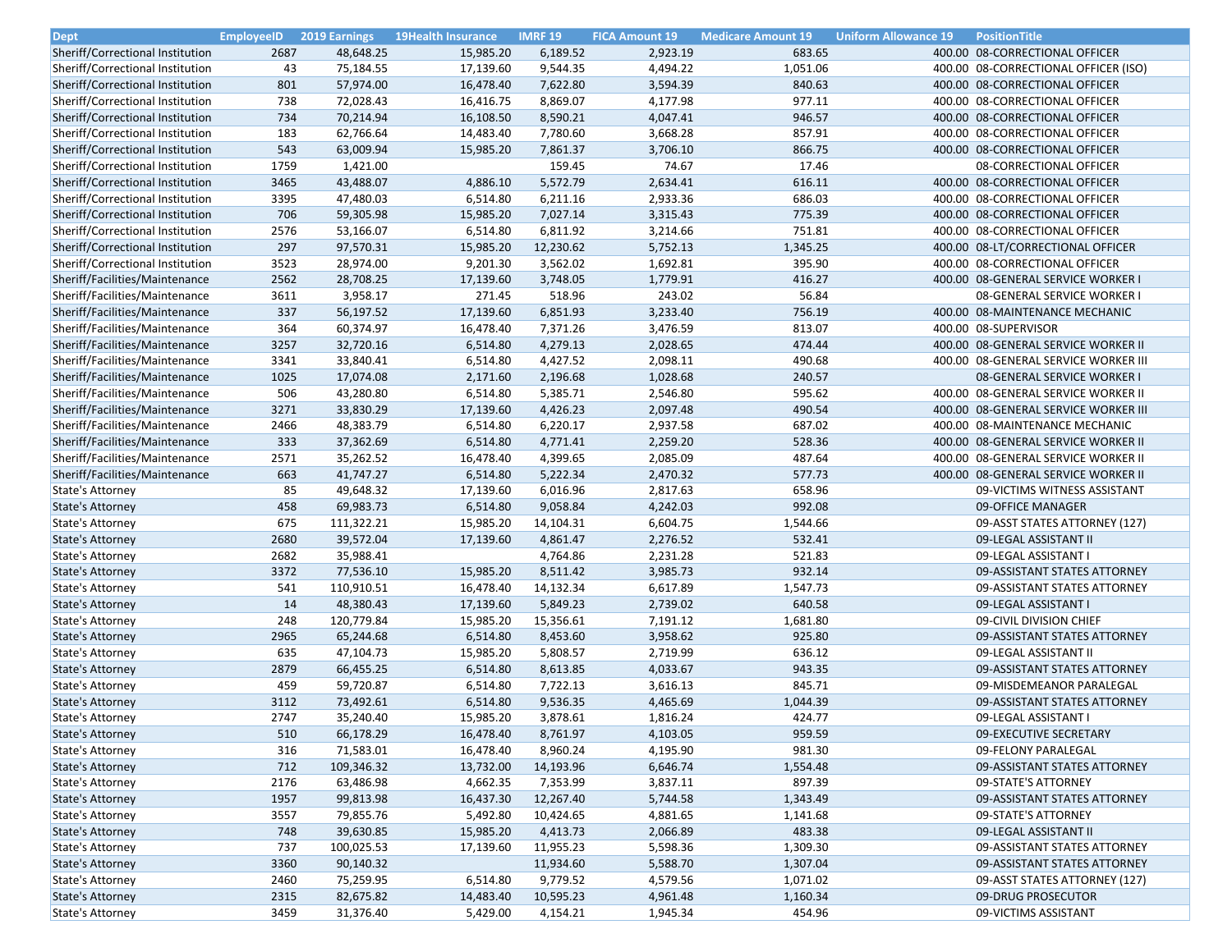| Dept | EmployeeID | 2019 Earnings | 19Health Insurance | IMRF 19 | FICA Amount 19 | Medicare Amount 19 | Uniform Allowance 19 | PositionTitle |
|---|---|---|---|---|---|---|---|---|
| Sheriff/Correctional Institution | 2687 | 48,648.25 | 15,985.20 | 6,189.52 | 2,923.19 | 683.65 | 400.00 | 08-CORRECTIONAL OFFICER |
| Sheriff/Correctional Institution | 43 | 75,184.55 | 17,139.60 | 9,544.35 | 4,494.22 | 1,051.06 | 400.00 | 08-CORRECTIONAL OFFICER (ISO) |
| Sheriff/Correctional Institution | 801 | 57,974.00 | 16,478.40 | 7,622.80 | 3,594.39 | 840.63 | 400.00 | 08-CORRECTIONAL OFFICER |
| Sheriff/Correctional Institution | 738 | 72,028.43 | 16,416.75 | 8,869.07 | 4,177.98 | 977.11 | 400.00 | 08-CORRECTIONAL OFFICER |
| Sheriff/Correctional Institution | 734 | 70,214.94 | 16,108.50 | 8,590.21 | 4,047.41 | 946.57 | 400.00 | 08-CORRECTIONAL OFFICER |
| Sheriff/Correctional Institution | 183 | 62,766.64 | 14,483.40 | 7,780.60 | 3,668.28 | 857.91 | 400.00 | 08-CORRECTIONAL OFFICER |
| Sheriff/Correctional Institution | 543 | 63,009.94 | 15,985.20 | 7,861.37 | 3,706.10 | 866.75 | 400.00 | 08-CORRECTIONAL OFFICER |
| Sheriff/Correctional Institution | 1759 | 1,421.00 | | 159.45 | 74.67 | 17.46 | | 08-CORRECTIONAL OFFICER |
| Sheriff/Correctional Institution | 3465 | 43,488.07 | 4,886.10 | 5,572.79 | 2,634.41 | 616.11 | 400.00 | 08-CORRECTIONAL OFFICER |
| Sheriff/Correctional Institution | 3395 | 47,480.03 | 6,514.80 | 6,211.16 | 2,933.36 | 686.03 | 400.00 | 08-CORRECTIONAL OFFICER |
| Sheriff/Correctional Institution | 706 | 59,305.98 | 15,985.20 | 7,027.14 | 3,315.43 | 775.39 | 400.00 | 08-CORRECTIONAL OFFICER |
| Sheriff/Correctional Institution | 2576 | 53,166.07 | 6,514.80 | 6,811.92 | 3,214.66 | 751.81 | 400.00 | 08-CORRECTIONAL OFFICER |
| Sheriff/Correctional Institution | 297 | 97,570.31 | 15,985.20 | 12,230.62 | 5,752.13 | 1,345.25 | 400.00 | 08-LT/CORRECTIONAL OFFICER |
| Sheriff/Correctional Institution | 3523 | 28,974.00 | 9,201.30 | 3,562.02 | 1,692.81 | 395.90 | 400.00 | 08-CORRECTIONAL OFFICER |
| Sheriff/Facilities/Maintenance | 2562 | 28,708.25 | 17,139.60 | 3,748.05 | 1,779.91 | 416.27 | 400.00 | 08-GENERAL SERVICE WORKER I |
| Sheriff/Facilities/Maintenance | 3611 | 3,958.17 | 271.45 | 518.96 | 243.02 | 56.84 | | 08-GENERAL SERVICE WORKER I |
| Sheriff/Facilities/Maintenance | 337 | 56,197.52 | 17,139.60 | 6,851.93 | 3,233.40 | 756.19 | 400.00 | 08-MAINTENANCE MECHANIC |
| Sheriff/Facilities/Maintenance | 364 | 60,374.97 | 16,478.40 | 7,371.26 | 3,476.59 | 813.07 | 400.00 | 08-SUPERVISOR |
| Sheriff/Facilities/Maintenance | 3257 | 32,720.16 | 6,514.80 | 4,279.13 | 2,028.65 | 474.44 | 400.00 | 08-GENERAL SERVICE WORKER II |
| Sheriff/Facilities/Maintenance | 3341 | 33,840.41 | 6,514.80 | 4,427.52 | 2,098.11 | 490.68 | 400.00 | 08-GENERAL SERVICE WORKER III |
| Sheriff/Facilities/Maintenance | 1025 | 17,074.08 | 2,171.60 | 2,196.68 | 1,028.68 | 240.57 | | 08-GENERAL SERVICE WORKER I |
| Sheriff/Facilities/Maintenance | 506 | 43,280.80 | 6,514.80 | 5,385.71 | 2,546.80 | 595.62 | 400.00 | 08-GENERAL SERVICE WORKER II |
| Sheriff/Facilities/Maintenance | 3271 | 33,830.29 | 17,139.60 | 4,426.23 | 2,097.48 | 490.54 | 400.00 | 08-GENERAL SERVICE WORKER III |
| Sheriff/Facilities/Maintenance | 2466 | 48,383.79 | 6,514.80 | 6,220.17 | 2,937.58 | 687.02 | 400.00 | 08-MAINTENANCE MECHANIC |
| Sheriff/Facilities/Maintenance | 333 | 37,362.69 | 6,514.80 | 4,771.41 | 2,259.20 | 528.36 | 400.00 | 08-GENERAL SERVICE WORKER II |
| Sheriff/Facilities/Maintenance | 2571 | 35,262.52 | 16,478.40 | 4,399.65 | 2,085.09 | 487.64 | 400.00 | 08-GENERAL SERVICE WORKER II |
| Sheriff/Facilities/Maintenance | 663 | 41,747.27 | 6,514.80 | 5,222.34 | 2,470.32 | 577.73 | 400.00 | 08-GENERAL SERVICE WORKER II |
| State's Attorney | 85 | 49,648.32 | 17,139.60 | 6,016.96 | 2,817.63 | 658.96 | | 09-VICTIMS WITNESS ASSISTANT |
| State's Attorney | 458 | 69,983.73 | 6,514.80 | 9,058.84 | 4,242.03 | 992.08 | | 09-OFFICE MANAGER |
| State's Attorney | 675 | 111,322.21 | 15,985.20 | 14,104.31 | 6,604.75 | 1,544.66 | | 09-ASST STATES ATTORNEY (127) |
| State's Attorney | 2680 | 39,572.04 | 17,139.60 | 4,861.47 | 2,276.52 | 532.41 | | 09-LEGAL ASSISTANT II |
| State's Attorney | 2682 | 35,988.41 | | 4,764.86 | 2,231.28 | 521.83 | | 09-LEGAL ASSISTANT I |
| State's Attorney | 3372 | 77,536.10 | 15,985.20 | 8,511.42 | 3,985.73 | 932.14 | | 09-ASSISTANT STATES ATTORNEY |
| State's Attorney | 541 | 110,910.51 | 16,478.40 | 14,132.34 | 6,617.89 | 1,547.73 | | 09-ASSISTANT STATES ATTORNEY |
| State's Attorney | 14 | 48,380.43 | 17,139.60 | 5,849.23 | 2,739.02 | 640.58 | | 09-LEGAL ASSISTANT I |
| State's Attorney | 248 | 120,779.84 | 15,985.20 | 15,356.61 | 7,191.12 | 1,681.80 | | 09-CIVIL DIVISION CHIEF |
| State's Attorney | 2965 | 65,244.68 | 6,514.80 | 8,453.60 | 3,958.62 | 925.80 | | 09-ASSISTANT STATES ATTORNEY |
| State's Attorney | 635 | 47,104.73 | 15,985.20 | 5,808.57 | 2,719.99 | 636.12 | | 09-LEGAL ASSISTANT II |
| State's Attorney | 2879 | 66,455.25 | 6,514.80 | 8,613.85 | 4,033.67 | 943.35 | | 09-ASSISTANT STATES ATTORNEY |
| State's Attorney | 459 | 59,720.87 | 6,514.80 | 7,722.13 | 3,616.13 | 845.71 | | 09-MISDEMEANOR PARALEGAL |
| State's Attorney | 3112 | 73,492.61 | 6,514.80 | 9,536.35 | 4,465.69 | 1,044.39 | | 09-ASSISTANT STATES ATTORNEY |
| State's Attorney | 2747 | 35,240.40 | 15,985.20 | 3,878.61 | 1,816.24 | 424.77 | | 09-LEGAL ASSISTANT I |
| State's Attorney | 510 | 66,178.29 | 16,478.40 | 8,761.97 | 4,103.05 | 959.59 | | 09-EXECUTIVE SECRETARY |
| State's Attorney | 316 | 71,583.01 | 16,478.40 | 8,960.24 | 4,195.90 | 981.30 | | 09-FELONY PARALEGAL |
| State's Attorney | 712 | 109,346.32 | 13,732.00 | 14,193.96 | 6,646.74 | 1,554.48 | | 09-ASSISTANT STATES ATTORNEY |
| State's Attorney | 2176 | 63,486.98 | 4,662.35 | 7,353.99 | 3,837.11 | 897.39 | | 09-STATE'S ATTORNEY |
| State's Attorney | 1957 | 99,813.98 | 16,437.30 | 12,267.40 | 5,744.58 | 1,343.49 | | 09-ASSISTANT STATES ATTORNEY |
| State's Attorney | 3557 | 79,855.76 | 5,492.80 | 10,424.65 | 4,881.65 | 1,141.68 | | 09-STATE'S ATTORNEY |
| State's Attorney | 748 | 39,630.85 | 15,985.20 | 4,413.73 | 2,066.89 | 483.38 | | 09-LEGAL ASSISTANT II |
| State's Attorney | 737 | 100,025.53 | 17,139.60 | 11,955.23 | 5,598.36 | 1,309.30 | | 09-ASSISTANT STATES ATTORNEY |
| State's Attorney | 3360 | 90,140.32 | | 11,934.60 | 5,588.70 | 1,307.04 | | 09-ASSISTANT STATES ATTORNEY |
| State's Attorney | 2460 | 75,259.95 | 6,514.80 | 9,779.52 | 4,579.56 | 1,071.02 | | 09-ASST STATES ATTORNEY (127) |
| State's Attorney | 2315 | 82,675.82 | 14,483.40 | 10,595.23 | 4,961.48 | 1,160.34 | | 09-DRUG PROSECUTOR |
| State's Attorney | 3459 | 31,376.40 | 5,429.00 | 4,154.21 | 1,945.34 | 454.96 | | 09-VICTIMS ASSISTANT |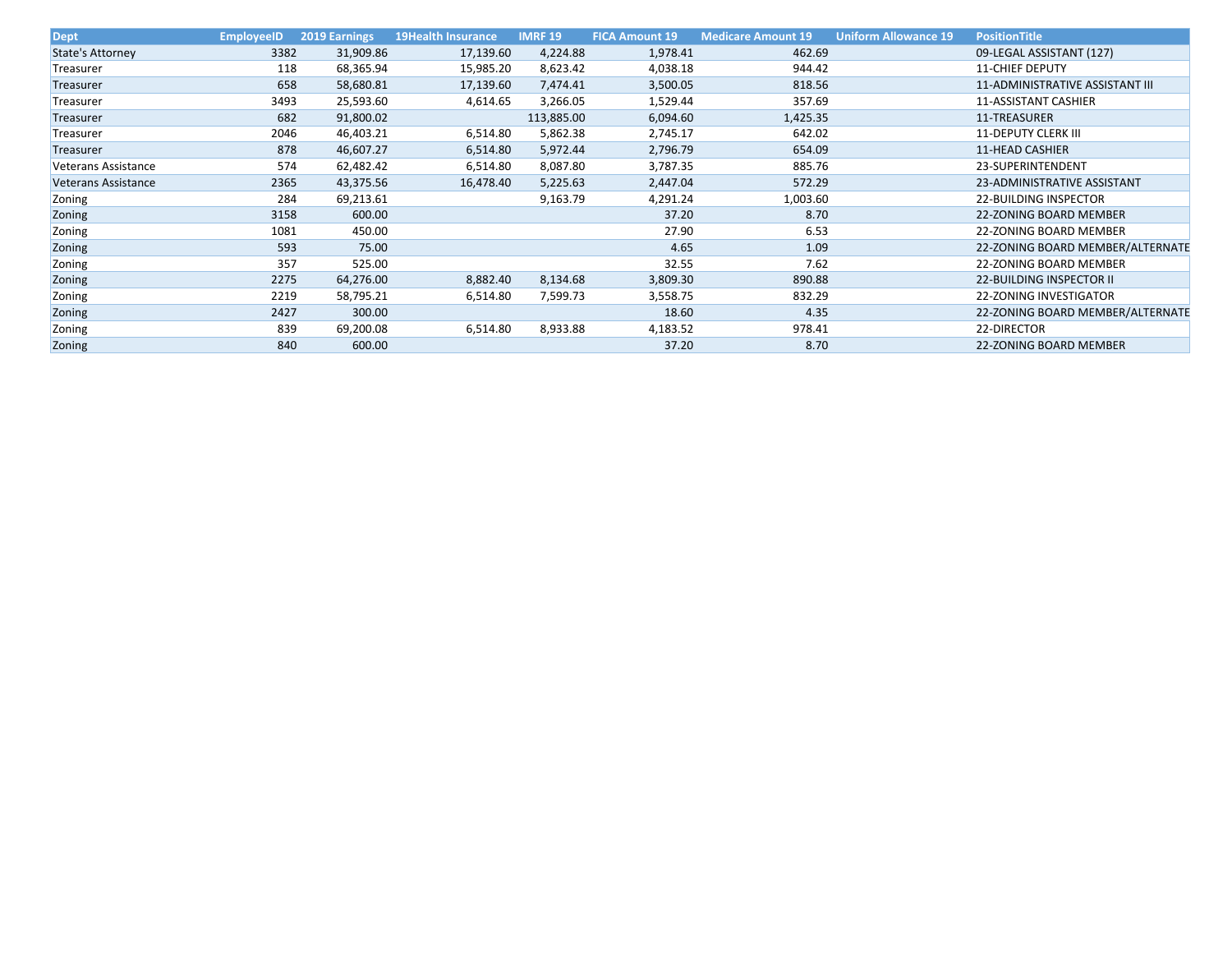| Dept | EmployeeID | 2019 Earnings | 19Health Insurance | IMRF 19 | FICA Amount 19 | Medicare Amount 19 | Uniform Allowance 19 | PositionTitle |
|---|---|---|---|---|---|---|---|---|
| State's Attorney | 3382 | 31,909.86 | 17,139.60 | 4,224.88 | 1,978.41 | 462.69 | | 09-LEGAL ASSISTANT (127) |
| Treasurer | 118 | 68,365.94 | 15,985.20 | 8,623.42 | 4,038.18 | 944.42 | | 11-CHIEF DEPUTY |
| Treasurer | 658 | 58,680.81 | 17,139.60 | 7,474.41 | 3,500.05 | 818.56 | | 11-ADMINISTRATIVE ASSISTANT III |
| Treasurer | 3493 | 25,593.60 | 4,614.65 | 3,266.05 | 1,529.44 | 357.69 | | 11-ASSISTANT CASHIER |
| Treasurer | 682 | 91,800.02 | | 113,885.00 | 6,094.60 | 1,425.35 | | 11-TREASURER |
| Treasurer | 2046 | 46,403.21 | 6,514.80 | 5,862.38 | 2,745.17 | 642.02 | | 11-DEPUTY CLERK III |
| Treasurer | 878 | 46,607.27 | 6,514.80 | 5,972.44 | 2,796.79 | 654.09 | | 11-HEAD CASHIER |
| Veterans Assistance | 574 | 62,482.42 | 6,514.80 | 8,087.80 | 3,787.35 | 885.76 | | 23-SUPERINTENDENT |
| Veterans Assistance | 2365 | 43,375.56 | 16,478.40 | 5,225.63 | 2,447.04 | 572.29 | | 23-ADMINISTRATIVE ASSISTANT |
| Zoning | 284 | 69,213.61 | | 9,163.79 | 4,291.24 | 1,003.60 | | 22-BUILDING INSPECTOR |
| Zoning | 3158 | 600.00 | | | 37.20 | 8.70 | | 22-ZONING BOARD MEMBER |
| Zoning | 1081 | 450.00 | | | 27.90 | 6.53 | | 22-ZONING BOARD MEMBER |
| Zoning | 593 | 75.00 | | | 4.65 | 1.09 | | 22-ZONING BOARD MEMBER/ALTERNATE |
| Zoning | 357 | 525.00 | | | 32.55 | 7.62 | | 22-ZONING BOARD MEMBER |
| Zoning | 2275 | 64,276.00 | 8,882.40 | 8,134.68 | 3,809.30 | 890.88 | | 22-BUILDING INSPECTOR II |
| Zoning | 2219 | 58,795.21 | 6,514.80 | 7,599.73 | 3,558.75 | 832.29 | | 22-ZONING INVESTIGATOR |
| Zoning | 2427 | 300.00 | | | 18.60 | 4.35 | | 22-ZONING BOARD MEMBER/ALTERNATE |
| Zoning | 839 | 69,200.08 | 6,514.80 | 8,933.88 | 4,183.52 | 978.41 | | 22-DIRECTOR |
| Zoning | 840 | 600.00 | | | 37.20 | 8.70 | | 22-ZONING BOARD MEMBER |